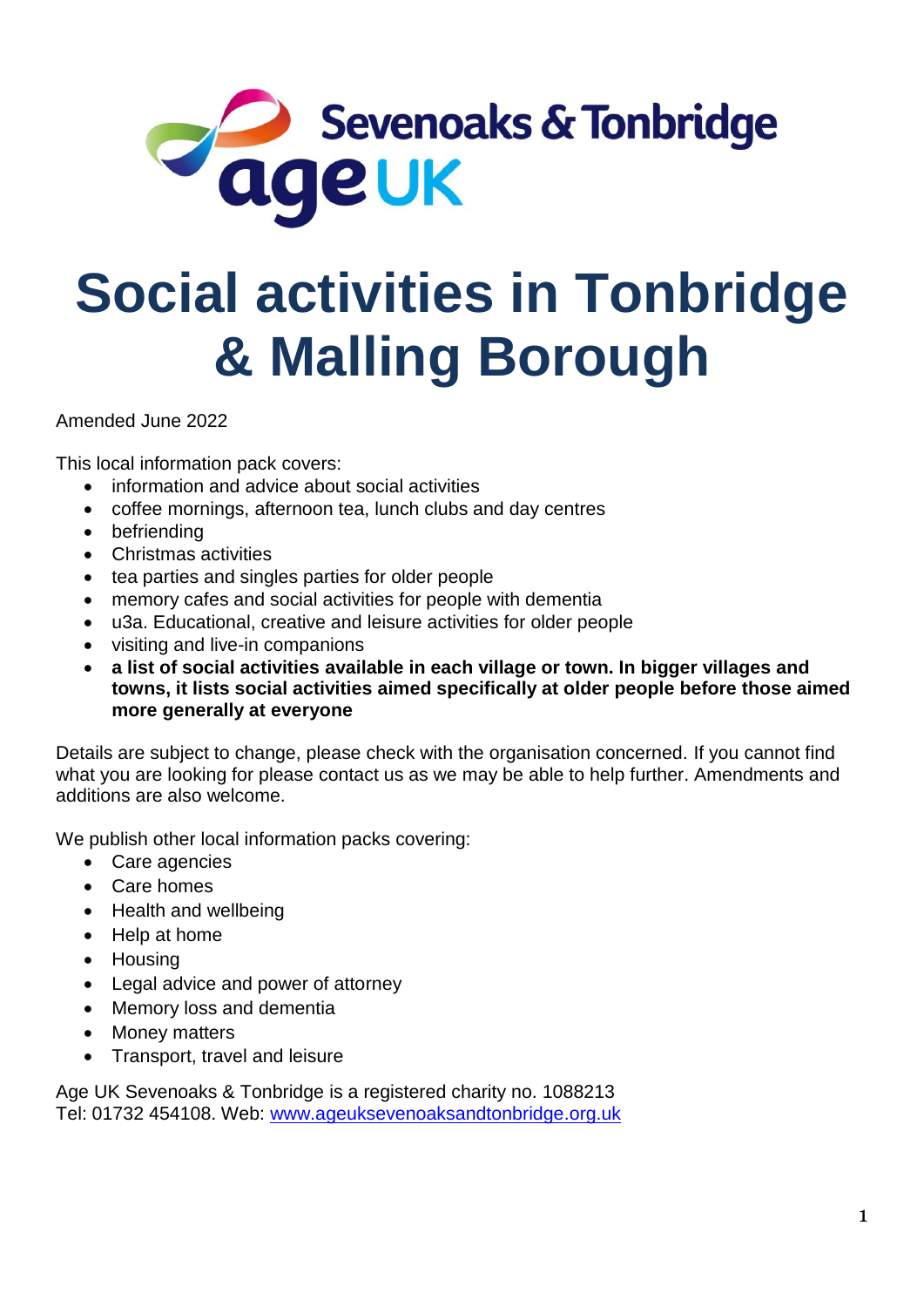Sevenoaks & Tonbridge age UK

# Social activities in Tonbridge & Malling Borough

Amended June 2022

This local information pack covers:

- information and advice about social activities
- coffee mornings, afternoon tea, lunch clubs and day centres
- befriending
- Christmas activities
- tea parties and singles parties for older people
- memory cafes and social activities for people with dementia
- u3a. Educational, creative and leisure activities for older people
- visiting and live-in companions
- **a list of social activities available in each village or town. In bigger villages and towns, it lists social activities aimed specifically at older people before those aimed more generally at everyone**

Details are subject to change, please check with the organisation concerned. If you cannot find what you are looking for please contact us as we may be able to help further. Amendments and additions are also welcome.

We publish other local information packs covering:

- Care agencies
- Care homes
- Health and wellbeing
- Help at home
- Housing
- Legal advice and power of attorney
- Memory loss and dementia
- Money matters
- Transport, travel and leisure

Age UK Sevenoaks & Tonbridge is a registered charity no. 1088213
Tel: 01732 454108. Web: www.ageuksevenoaksandtonbridge.org.uk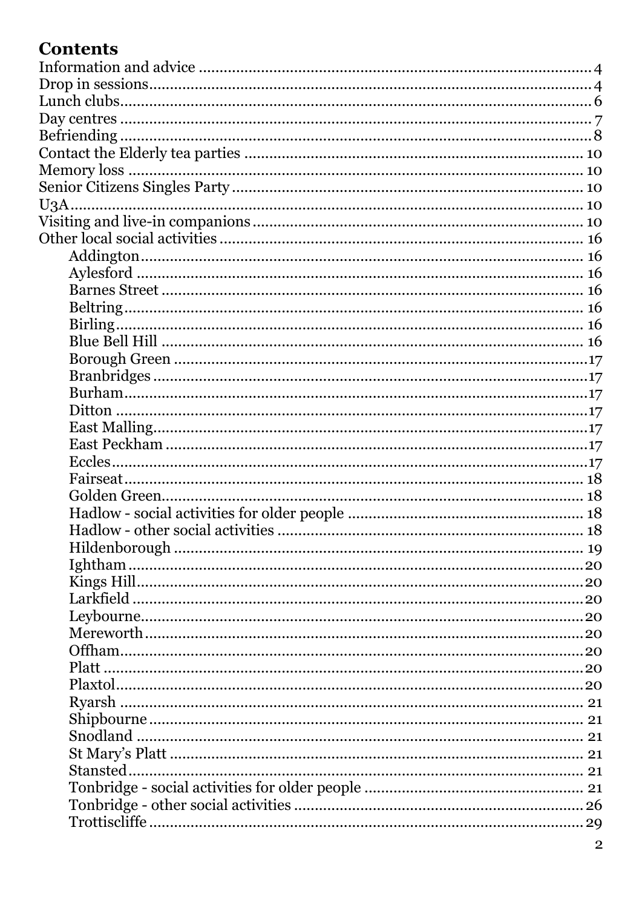# Contents

- Information and advice ... 4
- Drop in sessions ... 4
- Lunch clubs ... 6
- Day centres ... 7
- Befriending ... 8
- Contact the Elderly tea parties ... 10
- Memory loss ... 10
- Senior Citizens Singles Party ... 10
- U3A ... 10
- Visiting and live-in companions ... 10
- Other local social activities ... 16
  - Addington ... 16
  - Aylesford ... 16
  - Barnes Street ... 16
  - Beltring ... 16
  - Birling ... 16
  - Blue Bell Hill ... 16
  - Borough Green ... 17
  - Branbridges ... 17
  - Burham ... 17
  - Ditton ... 17
  - East Malling ... 17
  - East Peckham ... 17
  - Eccles ... 17
  - Fairseat ... 18
  - Golden Green ... 18
  - Hadlow - social activities for older people ... 18
  - Hadlow - other social activities ... 18
  - Hildenborough ... 19
  - Ightham ... 20
  - Kings Hill ... 20
  - Larkfield ... 20
  - Leybourne ... 20
  - Mereworth ... 20
  - Offham ... 20
  - Platt ... 20
  - Plaxtol ... 20
  - Ryarsh ... 21
  - Shipbourne ... 21
  - Snodland ... 21
  - St Mary's Platt ... 21
  - Stansted ... 21
  - Tonbridge - social activities for older people ... 21
  - Tonbridge - other social activities ... 26
  - Trottiscliffe ... 29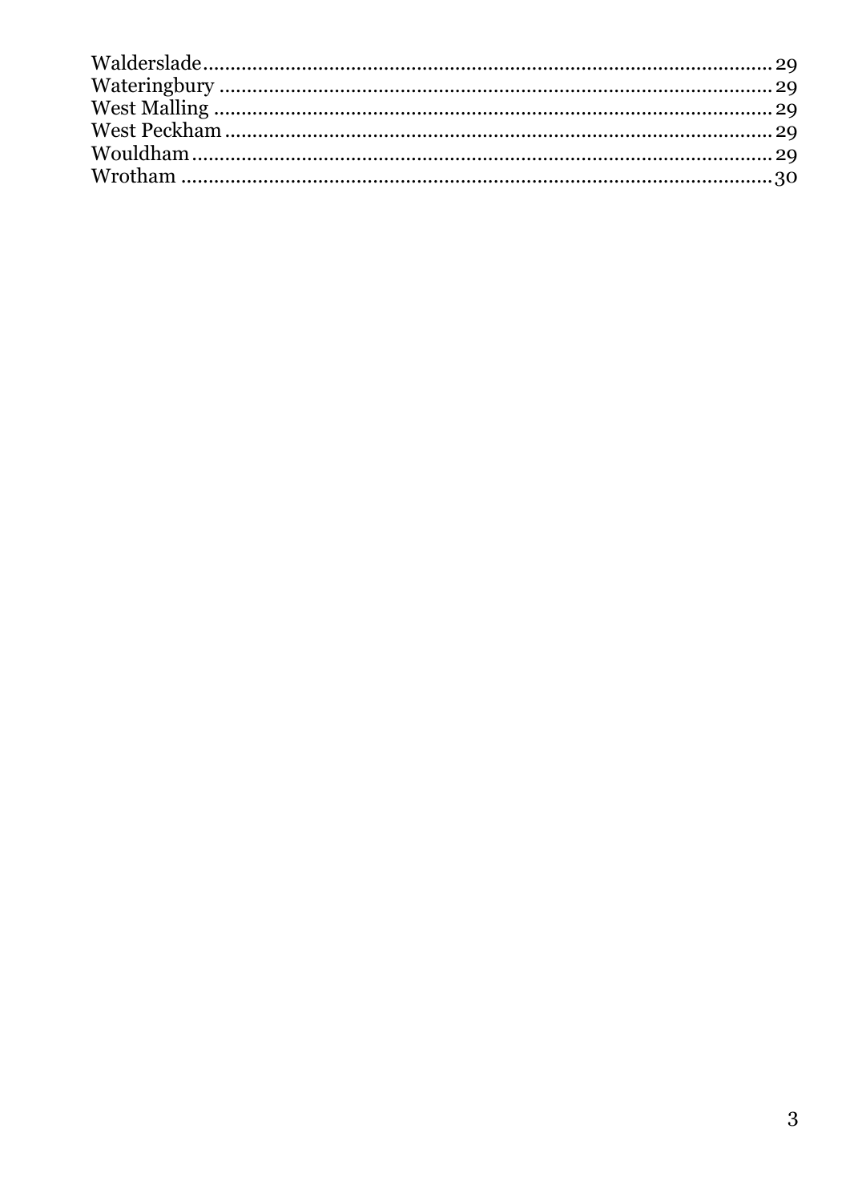Walderslade........................................................................................................29
Wateringbury .....................................................................................................29
West Malling ......................................................................................................29
West Peckham ....................................................................................................29
Wouldham..........................................................................................................29
Wrotham ............................................................................................................30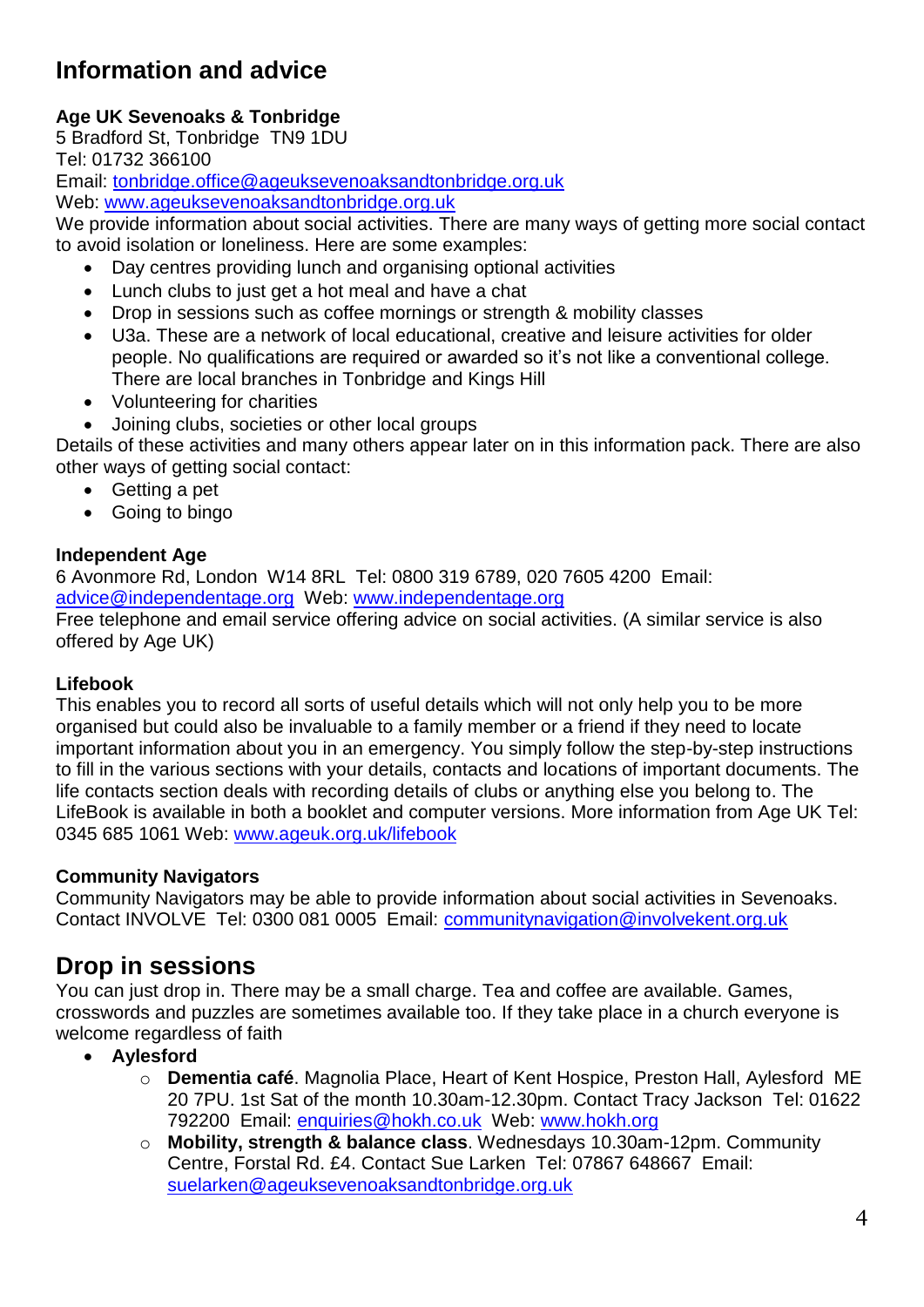## Information and advice

**Age UK Sevenoaks & Tonbridge**
5 Bradford St, Tonbridge TN9 1DU
Tel: 01732 366100
Email: tonbridge.office@ageuksevenoaksandtonbridge.org.uk
Web: www.ageuksevenoaksandtonbridge.org.uk
We provide information about social activities. There are many ways of getting more social contact to avoid isolation or loneliness. Here are some examples:

- Day centres providing lunch and organising optional activities
- Lunch clubs to just get a hot meal and have a chat
- Drop in sessions such as coffee mornings or strength & mobility classes
- U3a. These are a network of local educational, creative and leisure activities for older people. No qualifications are required or awarded so it's not like a conventional college. There are local branches in Tonbridge and Kings Hill
- Volunteering for charities
- Joining clubs, societies or other local groups

Details of these activities and many others appear later on in this information pack. There are also other ways of getting social contact:

- Getting a pet
- Going to bingo

**Independent Age**
6 Avonmore Rd, London W14 8RL Tel: 0800 319 6789, 020 7605 4200 Email: advice@independentage.org Web: www.independentage.org
Free telephone and email service offering advice on social activities. (A similar service is also offered by Age UK)

**Lifebook**
This enables you to record all sorts of useful details which will not only help you to be more organised but could also be invaluable to a family member or a friend if they need to locate important information about you in an emergency. You simply follow the step-by-step instructions to fill in the various sections with your details, contacts and locations of important documents. The life contacts section deals with recording details of clubs or anything else you belong to. The LifeBook is available in both a booklet and computer versions. More information from Age UK Tel: 0345 685 1061 Web: www.ageuk.org.uk/lifebook

**Community Navigators**
Community Navigators may be able to provide information about social activities in Sevenoaks. Contact INVOLVE Tel: 0300 081 0005 Email: communitynavigation@involvekent.org.uk

## Drop in sessions

You can just drop in. There may be a small charge. Tea and coffee are available. Games, crosswords and puzzles are sometimes available too. If they take place in a church everyone is welcome regardless of faith

- **Aylesford**
  - **Dementia café**. Magnolia Place, Heart of Kent Hospice, Preston Hall, Aylesford ME 20 7PU. 1st Sat of the month 10.30am-12.30pm. Contact Tracy Jackson Tel: 01622 792200 Email: enquiries@hokh.co.uk Web: www.hokh.org
  - **Mobility, strength & balance class**. Wednesdays 10.30am-12pm. Community Centre, Forstal Rd. £4. Contact Sue Larken Tel: 07867 648667 Email: suelarken@ageuksevenoaksandtonbridge.org.uk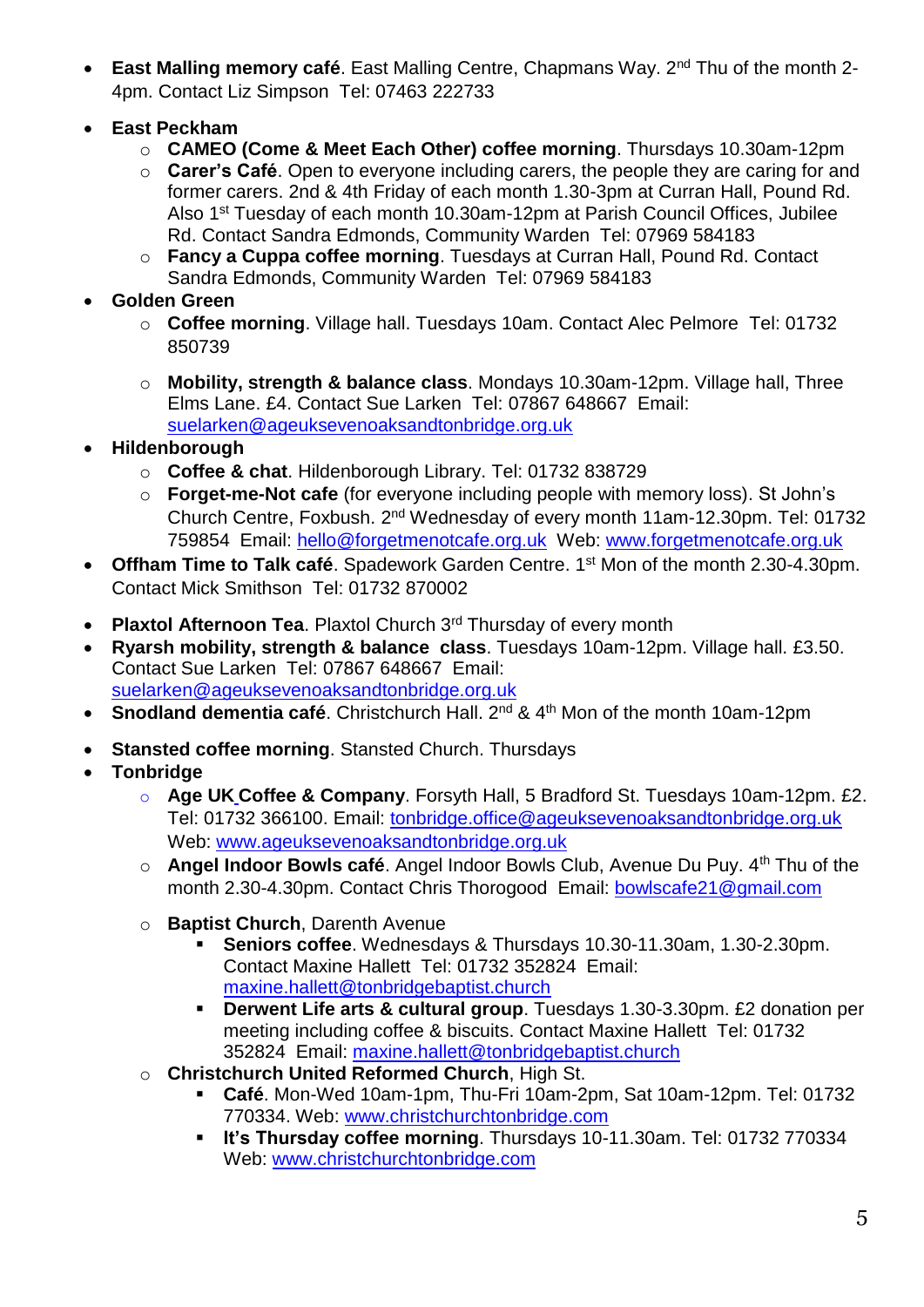- **East Malling memory café**. East Malling Centre, Chapmans Way. 2nd Thu of the month 2-4pm. Contact Liz Simpson Tel: 07463 222733
- **East Peckham**
    - **CAMEO (Come & Meet Each Other) coffee morning**. Thursdays 10.30am-12pm
    - **Carer's Café**. Open to everyone including carers, the people they are caring for and former carers. 2nd & 4th Friday of each month 1.30-3pm at Curran Hall, Pound Rd. Also 1st Tuesday of each month 10.30am-12pm at Parish Council Offices, Jubilee Rd. Contact Sandra Edmonds, Community Warden Tel: 07969 584183
    - **Fancy a Cuppa coffee morning**. Tuesdays at Curran Hall, Pound Rd. Contact Sandra Edmonds, Community Warden Tel: 07969 584183
- **Golden Green**
    - **Coffee morning**. Village hall. Tuesdays 10am. Contact Alec Pelmore Tel: 01732 850739
    - **Mobility, strength & balance class**. Mondays 10.30am-12pm. Village hall, Three Elms Lane. £4. Contact Sue Larken Tel: 07867 648667 Email: suelarken@ageuksevenoaksandtonbridge.org.uk
- **Hildenborough**
    - **Coffee & chat**. Hildenborough Library. Tel: 01732 838729
    - **Forget-me-Not cafe** (for everyone including people with memory loss). St John's Church Centre, Foxbush. 2nd Wednesday of every month 11am-12.30pm. Tel: 01732 759854 Email: hello@forgetmenotcafe.org.uk Web: www.forgetmenotcafe.org.uk
- **Offham Time to Talk café**. Spadework Garden Centre. 1st Mon of the month 2.30-4.30pm. Contact Mick Smithson Tel: 01732 870002
- **Plaxtol Afternoon Tea**. Plaxtol Church 3rd Thursday of every month
- **Ryarsh mobility, strength & balance class**. Tuesdays 10am-12pm. Village hall. £3.50. Contact Sue Larken Tel: 07867 648667 Email: suelarken@ageuksevenoaksandtonbridge.org.uk
- **Snodland dementia café**. Christchurch Hall. 2nd & 4th Mon of the month 10am-12pm
- **Stansted coffee morning**. Stansted Church. Thursdays
- **Tonbridge**
    - **Age UK Coffee & Company**. Forsyth Hall, 5 Bradford St. Tuesdays 10am-12pm. £2. Tel: 01732 366100. Email: tonbridge.office@ageuksevenoaksandtonbridge.org.uk Web: www.ageuksevenoaksandtonbridge.org.uk
    - **Angel Indoor Bowls café**. Angel Indoor Bowls Club, Avenue Du Puy. 4th Thu of the month 2.30-4.30pm. Contact Chris Thorogood Email: bowlscafe21@gmail.com
    - **Baptist Church**, Darenth Avenue
        - **Seniors coffee**. Wednesdays & Thursdays 10.30-11.30am, 1.30-2.30pm. Contact Maxine Hallett Tel: 01732 352824 Email: maxine.hallett@tonbridgebaptist.church
        - **Derwent Life arts & cultural group**. Tuesdays 1.30-3.30pm. £2 donation per meeting including coffee & biscuits. Contact Maxine Hallett Tel: 01732 352824 Email: maxine.hallett@tonbridgebaptist.church
    - **Christchurch United Reformed Church**, High St.
        - **Café**. Mon-Wed 10am-1pm, Thu-Fri 10am-2pm, Sat 10am-12pm. Tel: 01732 770334. Web: www.christchurchtonbridge.com
        - **It's Thursday coffee morning**. Thursdays 10-11.30am. Tel: 01732 770334 Web: www.christchurchtonbridge.com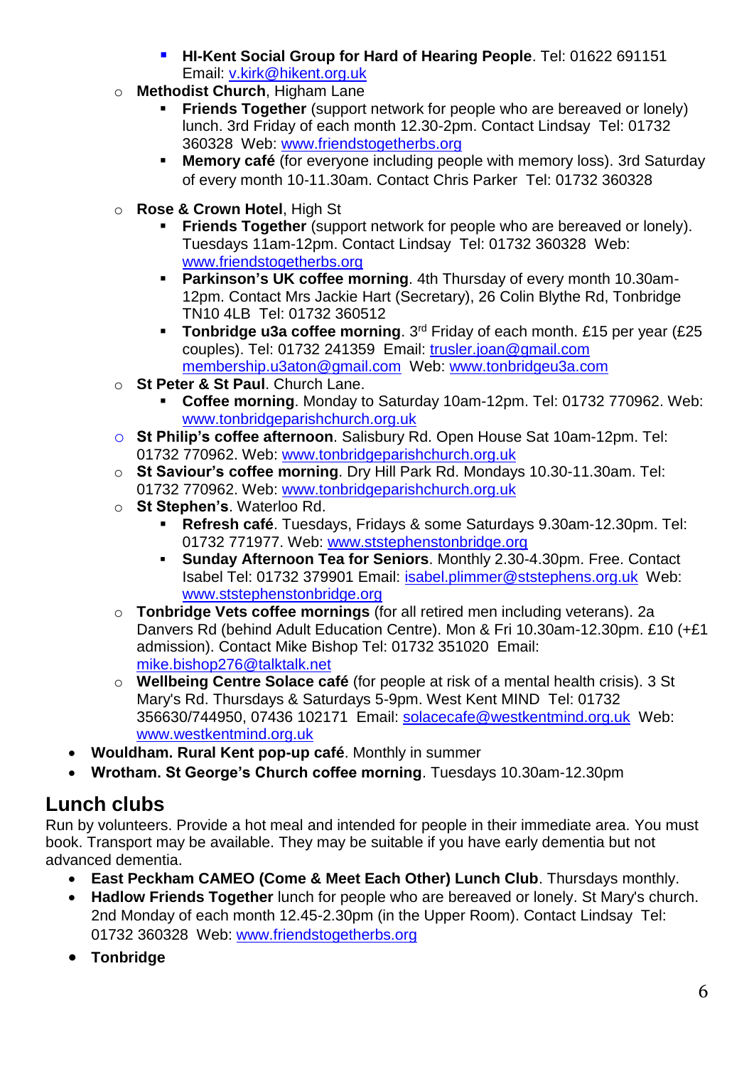- **HI-Kent Social Group for Hard of Hearing People**. Tel: 01622 691151 Email: v.kirk@hikent.org.uk
  - **Methodist Church**, Higham Lane
    - **Friends Together** (support network for people who are bereaved or lonely) lunch. 3rd Friday of each month 12.30-2pm. Contact Lindsay Tel: 01732 360328 Web: www.friendstogetherbs.org
    - **Memory café** (for everyone including people with memory loss). 3rd Saturday of every month 10-11.30am. Contact Chris Parker Tel: 01732 360328
  - **Rose & Crown Hotel**, High St
    - **Friends Together** (support network for people who are bereaved or lonely). Tuesdays 11am-12pm. Contact Lindsay Tel: 01732 360328 Web: www.friendstogetherbs.org
    - **Parkinson's UK coffee morning**. 4th Thursday of every month 10.30am-12pm. Contact Mrs Jackie Hart (Secretary), 26 Colin Blythe Rd, Tonbridge TN10 4LB Tel: 01732 360512
    - **Tonbridge u3a coffee morning**. 3rd Friday of each month. £15 per year (£25 couples). Tel: 01732 241359 Email: trusler.joan@gmail.com membership.u3aton@gmail.com Web: www.tonbridgeu3a.com
  - **St Peter & St Paul**. Church Lane.
    - **Coffee morning**. Monday to Saturday 10am-12pm. Tel: 01732 770962. Web: www.tonbridgeparishchurch.org.uk
  - **St Philip's coffee afternoon**. Salisbury Rd. Open House Sat 10am-12pm. Tel: 01732 770962. Web: www.tonbridgeparishchurch.org.uk
  - **St Saviour's coffee morning**. Dry Hill Park Rd. Mondays 10.30-11.30am. Tel: 01732 770962. Web: www.tonbridgeparishchurch.org.uk
  - **St Stephen's**. Waterloo Rd.
    - **Refresh café**. Tuesdays, Fridays & some Saturdays 9.30am-12.30pm. Tel: 01732 771977. Web: www.ststephenstonbridge.org
    - **Sunday Afternoon Tea for Seniors**. Monthly 2.30-4.30pm. Free. Contact Isabel Tel: 01732 379901 Email: isabel.plimmer@ststephens.org.uk Web: www.ststephenstonbridge.org
  - **Tonbridge Vets coffee mornings** (for all retired men including veterans). 2a Danvers Rd (behind Adult Education Centre). Mon & Fri 10.30am-12.30pm. £10 (+£1 admission). Contact Mike Bishop Tel: 01732 351020 Email: mike.bishop276@talktalk.net
  - **Wellbeing Centre Solace café** (for people at risk of a mental health crisis). 3 St Mary's Rd. Thursdays & Saturdays 5-9pm. West Kent MIND Tel: 01732 356630/744950, 07436 102171 Email: solacecafe@westkentmind.org.uk Web: www.westkentmind.org.uk
- **Wouldham. Rural Kent pop-up café**. Monthly in summer
- **Wrotham. St George's Church coffee morning**. Tuesdays 10.30am-12.30pm

## Lunch clubs

Run by volunteers. Provide a hot meal and intended for people in their immediate area. You must book. Transport may be available. They may be suitable if you have early dementia but not advanced dementia.

- **East Peckham CAMEO (Come & Meet Each Other) Lunch Club**. Thursdays monthly.
- **Hadlow Friends Together** lunch for people who are bereaved or lonely. St Mary's church. 2nd Monday of each month 12.45-2.30pm (in the Upper Room). Contact Lindsay Tel: 01732 360328 Web: www.friendstogetherbs.org
- **Tonbridge**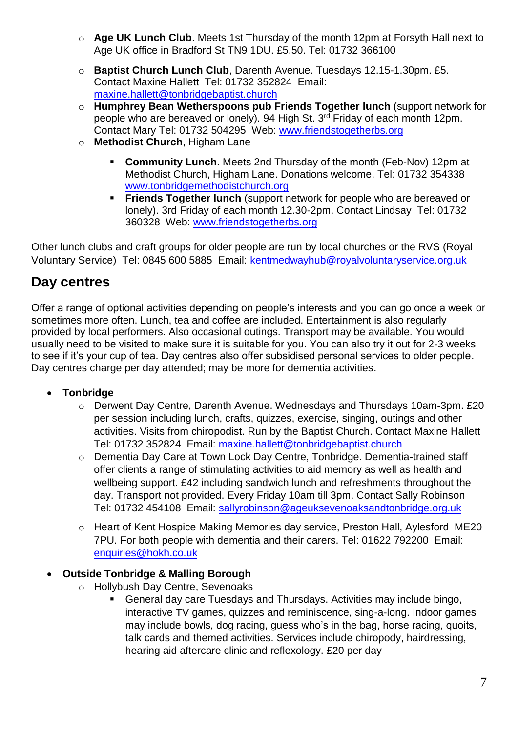- **Age UK Lunch Club**. Meets 1st Thursday of the month 12pm at Forsyth Hall next to Age UK office in Bradford St TN9 1DU. £5.50. Tel: 01732 366100
- **Baptist Church Lunch Club**, Darenth Avenue. Tuesdays 12.15-1.30pm. £5. Contact Maxine Hallett Tel: 01732 352824 Email: maxine.hallett@tonbridgebaptist.church
- **Humphrey Bean Wetherspoons pub Friends Together lunch** (support network for people who are bereaved or lonely). 94 High St. 3rd Friday of each month 12pm. Contact Mary Tel: 01732 504295 Web: www.friendstogetherbs.org
- **Methodist Church**, Higham Lane
    - **Community Lunch**. Meets 2nd Thursday of the month (Feb-Nov) 12pm at Methodist Church, Higham Lane. Donations welcome. Tel: 01732 354338 www.tonbridgemethodistchurch.org
    - **Friends Together lunch** (support network for people who are bereaved or lonely). 3rd Friday of each month 12.30-2pm. Contact Lindsay Tel: 01732 360328 Web: www.friendstogetherbs.org

Other lunch clubs and craft groups for older people are run by local churches or the RVS (Royal Voluntary Service) Tel: 0845 600 5885 Email: kentmedwayhub@royalvoluntaryservice.org.uk

## Day centres

Offer a range of optional activities depending on people's interests and you can go once a week or sometimes more often. Lunch, tea and coffee are included. Entertainment is also regularly provided by local performers. Also occasional outings. Transport may be available. You would usually need to be visited to make sure it is suitable for you. You can also try it out for 2-3 weeks to see if it's your cup of tea. Day centres also offer subsidised personal services to older people. Day centres charge per day attended; may be more for dementia activities.

- **Tonbridge**
    - Derwent Day Centre, Darenth Avenue. Wednesdays and Thursdays 10am-3pm. £20 per session including lunch, crafts, quizzes, exercise, singing, outings and other activities. Visits from chiropodist. Run by the Baptist Church. Contact Maxine Hallett Tel: 01732 352824 Email: maxine.hallett@tonbridgebaptist.church
    - Dementia Day Care at Town Lock Day Centre, Tonbridge. Dementia-trained staff offer clients a range of stimulating activities to aid memory as well as health and wellbeing support. £42 including sandwich lunch and refreshments throughout the day. Transport not provided. Every Friday 10am till 3pm. Contact Sally Robinson Tel: 01732 454108 Email: sallyrobinson@ageuksevenoaksandtonbridge.org.uk
    - Heart of Kent Hospice Making Memories day service, Preston Hall, Aylesford ME20 7PU. For both people with dementia and their carers. Tel: 01622 792200 Email: enquiries@hokh.co.uk
- **Outside Tonbridge & Malling Borough**
    - Hollybush Day Centre, Sevenoaks
        - General day care Tuesdays and Thursdays. Activities may include bingo, interactive TV games, quizzes and reminiscence, sing-a-long. Indoor games may include bowls, dog racing, guess who's in the bag, horse racing, quoits, talk cards and themed activities. Services include chiropody, hairdressing, hearing aid aftercare clinic and reflexology. £20 per day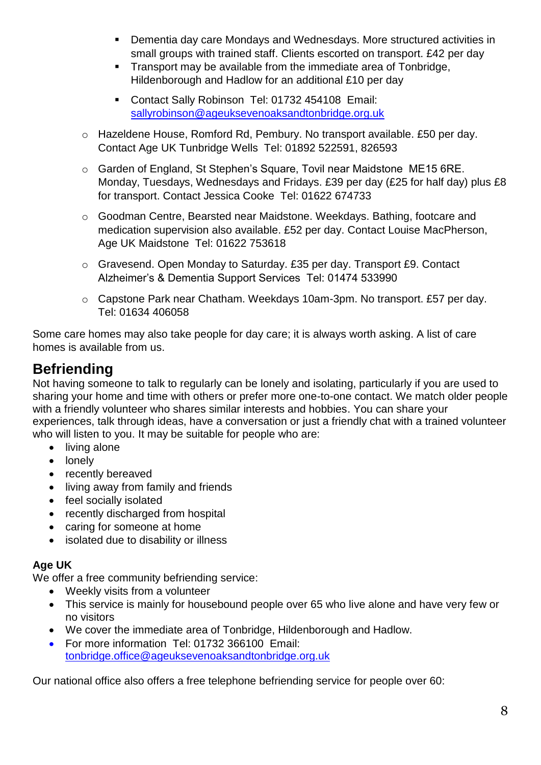- Dementia day care Mondays and Wednesdays. More structured activities in small groups with trained staff. Clients escorted on transport. £42 per day
        - Transport may be available from the immediate area of Tonbridge, Hildenborough and Hadlow for an additional £10 per day
        - Contact Sally Robinson Tel: 01732 454108 Email: sallyrobinson@ageuksevenoaksandtonbridge.org.uk

    - Hazeldene House, Romford Rd, Pembury. No transport available. £50 per day. Contact Age UK Tunbridge Wells Tel: 01892 522591, 826593
    - Garden of England, St Stephen's Square, Tovil near Maidstone ME15 6RE. Monday, Tuesdays, Wednesdays and Fridays. £39 per day (£25 for half day) plus £8 for transport. Contact Jessica Cooke Tel: 01622 674733
    - Goodman Centre, Bearsted near Maidstone. Weekdays. Bathing, footcare and medication supervision also available. £52 per day. Contact Louise MacPherson, Age UK Maidstone Tel: 01622 753618
    - Gravesend. Open Monday to Saturday. £35 per day. Transport £9. Contact Alzheimer's & Dementia Support Services Tel: 01474 533990
    - Capstone Park near Chatham. Weekdays 10am-3pm. No transport. £57 per day. Tel: 01634 406058

Some care homes may also take people for day care; it is always worth asking. A list of care homes is available from us.

## Befriending

Not having someone to talk to regularly can be lonely and isolating, particularly if you are used to sharing your home and time with others or prefer more one-to-one contact. We match older people with a friendly volunteer who shares similar interests and hobbies. You can share your experiences, talk through ideas, have a conversation or just a friendly chat with a trained volunteer who will listen to you. It may be suitable for people who are:

- living alone
- lonely
- recently bereaved
- living away from family and friends
- feel socially isolated
- recently discharged from hospital
- caring for someone at home
- isolated due to disability or illness

**Age UK**

We offer a free community befriending service:

- Weekly visits from a volunteer
- This service is mainly for housebound people over 65 who live alone and have very few or no visitors
- We cover the immediate area of Tonbridge, Hildenborough and Hadlow.
- For more information Tel: 01732 366100 Email: tonbridge.office@ageuksevenoaksandtonbridge.org.uk

Our national office also offers a free telephone befriending service for people over 60: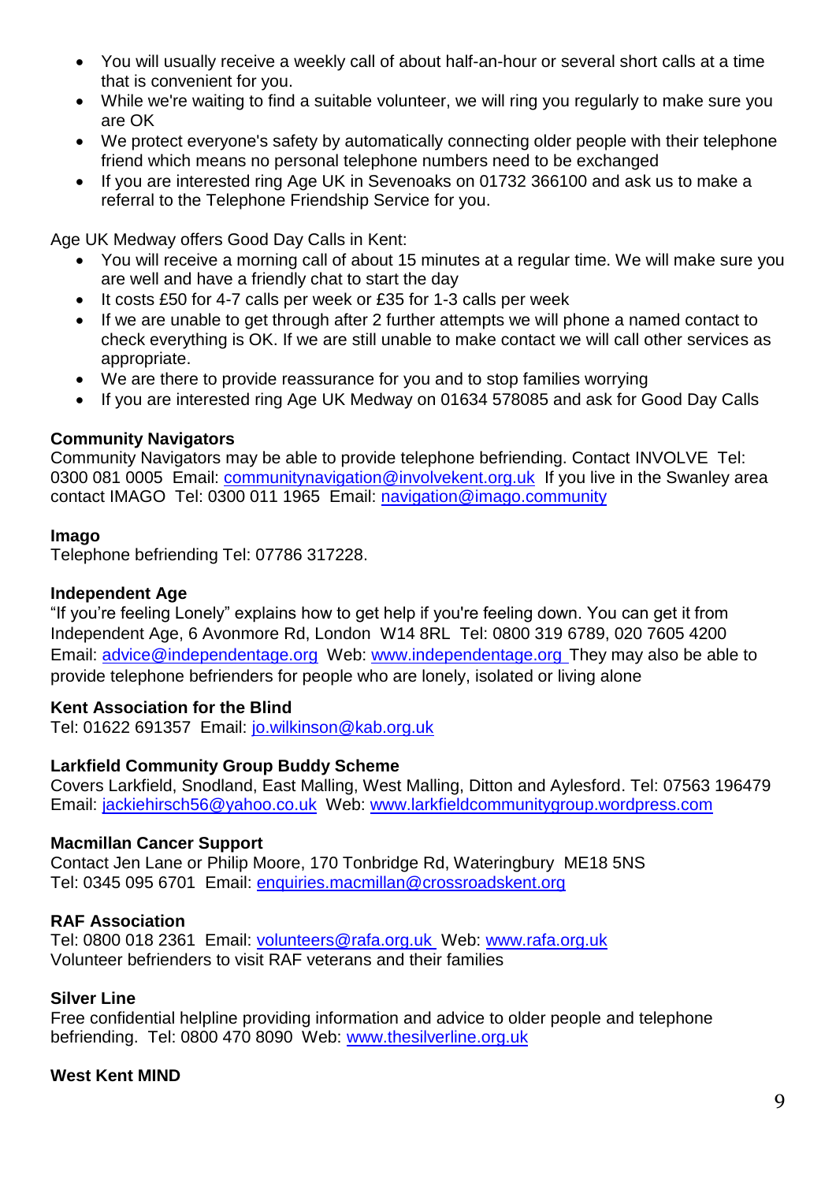- You will usually receive a weekly call of about half-an-hour or several short calls at a time that is convenient for you.
- While we're waiting to find a suitable volunteer, we will ring you regularly to make sure you are OK
- We protect everyone's safety by automatically connecting older people with their telephone friend which means no personal telephone numbers need to be exchanged
- If you are interested ring Age UK in Sevenoaks on 01732 366100 and ask us to make a referral to the Telephone Friendship Service for you.

Age UK Medway offers Good Day Calls in Kent:

- You will receive a morning call of about 15 minutes at a regular time. We will make sure you are well and have a friendly chat to start the day
- It costs £50 for 4-7 calls per week or £35 for 1-3 calls per week
- If we are unable to get through after 2 further attempts we will phone a named contact to check everything is OK. If we are still unable to make contact we will call other services as appropriate.
- We are there to provide reassurance for you and to stop families worrying
- If you are interested ring Age UK Medway on 01634 578085 and ask for Good Day Calls

**Community Navigators**
Community Navigators may be able to provide telephone befriending. Contact INVOLVE Tel: 0300 081 0005 Email: communitynavigation@involvekent.org.uk If you live in the Swanley area contact IMAGO Tel: 0300 011 1965 Email: navigation@imago.community

**Imago**
Telephone befriending Tel: 07786 317228.

**Independent Age**
"If you're feeling Lonely" explains how to get help if you're feeling down. You can get it from Independent Age, 6 Avonmore Rd, London W14 8RL Tel: 0800 319 6789, 020 7605 4200 Email: advice@independentage.org Web: www.independentage.org They may also be able to provide telephone befrienders for people who are lonely, isolated or living alone

**Kent Association for the Blind**
Tel: 01622 691357 Email: jo.wilkinson@kab.org.uk

**Larkfield Community Group Buddy Scheme**
Covers Larkfield, Snodland, East Malling, West Malling, Ditton and Aylesford. Tel: 07563 196479 Email: jackiehirsch56@yahoo.co.uk Web: www.larkfieldcommunitygroup.wordpress.com

**Macmillan Cancer Support**
Contact Jen Lane or Philip Moore, 170 Tonbridge Rd, Wateringbury ME18 5NS
Tel: 0345 095 6701 Email: enquiries.macmillan@crossroadskent.org

**RAF Association**
Tel: 0800 018 2361 Email: volunteers@rafa.org.uk Web: www.rafa.org.uk
Volunteer befrienders to visit RAF veterans and their families

**Silver Line**
Free confidential helpline providing information and advice to older people and telephone befriending. Tel: 0800 470 8090 Web: www.thesilverline.org.uk

**West Kent MIND**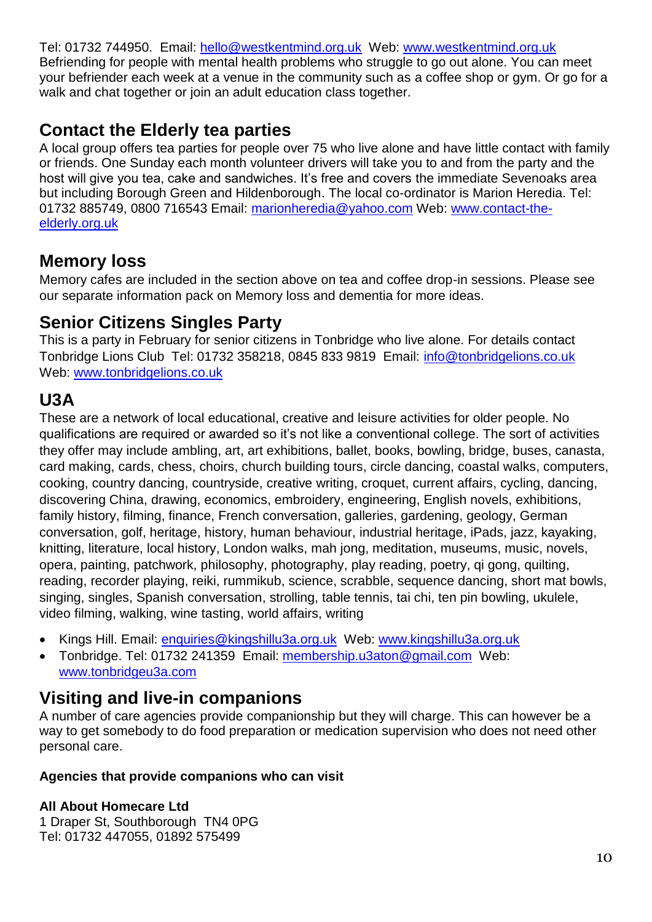Tel: 01732 744950. Email: hello@westkentmind.org.uk Web: www.westkentmind.org.uk
Befriending for people with mental health problems who struggle to go out alone. You can meet your befriender each week at a venue in the community such as a coffee shop or gym. Or go for a walk and chat together or join an adult education class together.

## Contact the Elderly tea parties

A local group offers tea parties for people over 75 who live alone and have little contact with family or friends. One Sunday each month volunteer drivers will take you to and from the party and the host will give you tea, cake and sandwiches. It's free and covers the immediate Sevenoaks area but including Borough Green and Hildenborough. The local co-ordinator is Marion Heredia. Tel: 01732 885749, 0800 716543 Email: marionheredia@yahoo.com Web: www.contact-the-elderly.org.uk

## Memory loss

Memory cafes are included in the section above on tea and coffee drop-in sessions. Please see our separate information pack on Memory loss and dementia for more ideas.

## Senior Citizens Singles Party

This is a party in February for senior citizens in Tonbridge who live alone. For details contact Tonbridge Lions Club Tel: 01732 358218, 0845 833 9819 Email: info@tonbridgelions.co.uk
Web: www.tonbridgelions.co.uk

## U3A

These are a network of local educational, creative and leisure activities for older people. No qualifications are required or awarded so it's not like a conventional college. The sort of activities they offer may include ambling, art, art exhibitions, ballet, books, bowling, bridge, buses, canasta, card making, cards, chess, choirs, church building tours, circle dancing, coastal walks, computers, cooking, country dancing, countryside, creative writing, croquet, current affairs, cycling, dancing, discovering China, drawing, economics, embroidery, engineering, English novels, exhibitions, family history, filming, finance, French conversation, galleries, gardening, geology, German conversation, golf, heritage, history, human behaviour, industrial heritage, iPads, jazz, kayaking, knitting, literature, local history, London walks, mah jong, meditation, museums, music, novels, opera, painting, patchwork, philosophy, photography, play reading, poetry, qi gong, quilting, reading, recorder playing, reiki, rummikub, science, scrabble, sequence dancing, short mat bowls, singing, singles, Spanish conversation, strolling, table tennis, tai chi, ten pin bowling, ukulele, video filming, walking, wine tasting, world affairs, writing

- Kings Hill. Email: enquiries@kingshillu3a.org.uk Web: www.kingshillu3a.org.uk
- Tonbridge. Tel: 01732 241359 Email: membership.u3aton@gmail.com Web: www.tonbridgeu3a.com

## Visiting and live-in companions

A number of care agencies provide companionship but they will charge. This can however be a way to get somebody to do food preparation or medication supervision who does not need other personal care.

**Agencies that provide companions who can visit**

**All About Homecare Ltd**
1 Draper St, Southborough TN4 0PG
Tel: 01732 447055, 01892 575499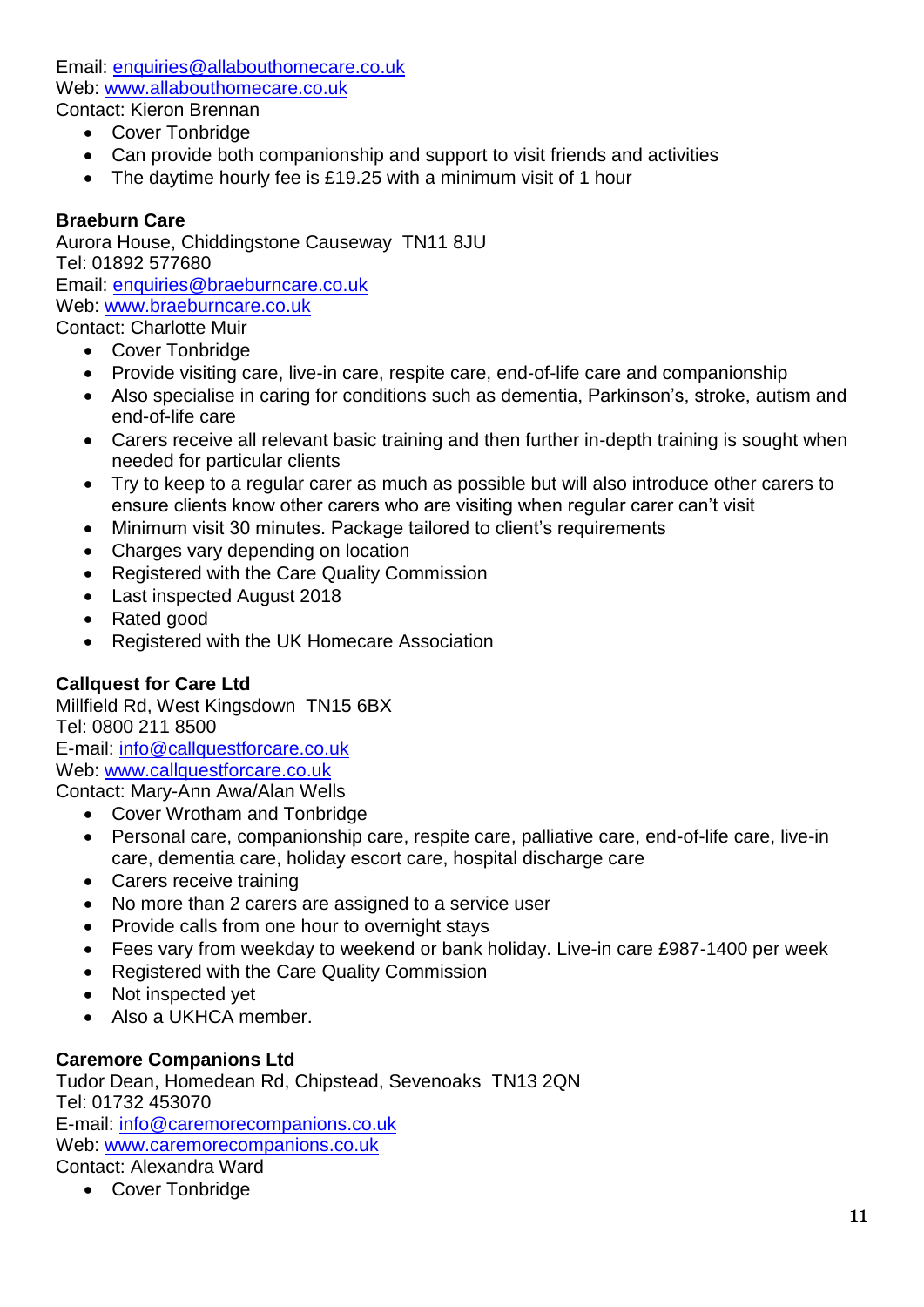Email: enquiries@allabouthomecare.co.uk
Web: www.allabouthomecare.co.uk
Contact: Kieron Brennan

- Cover Tonbridge
- Can provide both companionship and support to visit friends and activities
- The daytime hourly fee is £19.25 with a minimum visit of 1 hour

**Braeburn Care**
Aurora House, Chiddingstone Causeway TN11 8JU
Tel: 01892 577680
Email: enquiries@braeburncare.co.uk
Web: www.braeburncare.co.uk
Contact: Charlotte Muir

- Cover Tonbridge
- Provide visiting care, live-in care, respite care, end-of-life care and companionship
- Also specialise in caring for conditions such as dementia, Parkinson's, stroke, autism and end-of-life care
- Carers receive all relevant basic training and then further in-depth training is sought when needed for particular clients
- Try to keep to a regular carer as much as possible but will also introduce other carers to ensure clients know other carers who are visiting when regular carer can't visit
- Minimum visit 30 minutes. Package tailored to client's requirements
- Charges vary depending on location
- Registered with the Care Quality Commission
- Last inspected August 2018
- Rated good
- Registered with the UK Homecare Association

**Callquest for Care Ltd**
Millfield Rd, West Kingsdown TN15 6BX
Tel: 0800 211 8500
E-mail: info@callquestforcare.co.uk
Web: www.callquestforcare.co.uk
Contact: Mary-Ann Awa/Alan Wells

- Cover Wrotham and Tonbridge
- Personal care, companionship care, respite care, palliative care, end-of-life care, live-in care, dementia care, holiday escort care, hospital discharge care
- Carers receive training
- No more than 2 carers are assigned to a service user
- Provide calls from one hour to overnight stays
- Fees vary from weekday to weekend or bank holiday. Live-in care £987-1400 per week
- Registered with the Care Quality Commission
- Not inspected yet
- Also a UKHCA member.

**Caremore Companions Ltd**
Tudor Dean, Homedean Rd, Chipstead, Sevenoaks TN13 2QN
Tel: 01732 453070
E-mail: info@caremorecompanions.co.uk
Web: www.caremorecompanions.co.uk
Contact: Alexandra Ward

- Cover Tonbridge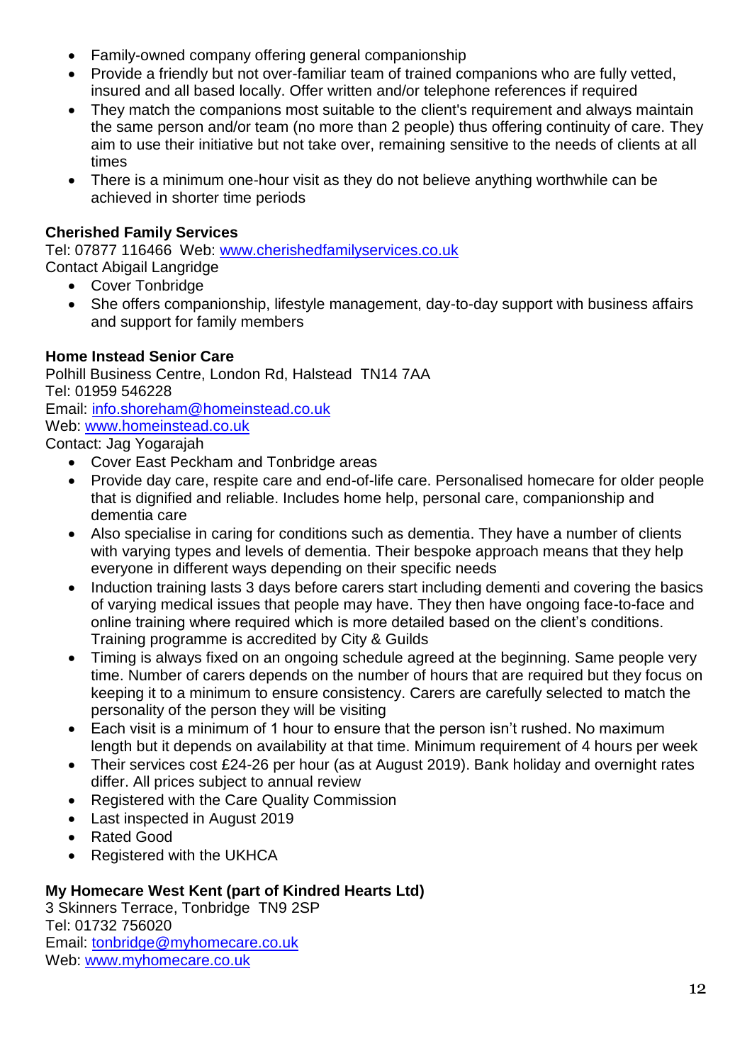- Family-owned company offering general companionship
- Provide a friendly but not over-familiar team of trained companions who are fully vetted, insured and all based locally. Offer written and/or telephone references if required
- They match the companions most suitable to the client's requirement and always maintain the same person and/or team (no more than 2 people) thus offering continuity of care. They aim to use their initiative but not take over, remaining sensitive to the needs of clients at all times
- There is a minimum one-hour visit as they do not believe anything worthwhile can be achieved in shorter time periods

**Cherished Family Services**

Tel: 07877 116466  Web: [www.cherishedfamilyservices.co.uk](http://www.cherishedfamilyservices.co.uk)
Contact Abigail Langridge

- Cover Tonbridge
- She offers companionship, lifestyle management, day-to-day support with business affairs and support for family members

**Home Instead Senior Care**

Polhill Business Centre, London Rd, Halstead  TN14 7AA
Tel: 01959 546228
Email: [info.shoreham@homeinstead.co.uk](mailto:info.shoreham@homeinstead.co.uk)
Web: [www.homeinstead.co.uk](http://www.homeinstead.co.uk)
Contact: Jag Yogarajah

- Cover East Peckham and Tonbridge areas
- Provide day care, respite care and end-of-life care. Personalised homecare for older people that is dignified and reliable. Includes home help, personal care, companionship and dementia care
- Also specialise in caring for conditions such as dementia. They have a number of clients with varying types and levels of dementia. Their bespoke approach means that they help everyone in different ways depending on their specific needs
- Induction training lasts 3 days before carers start including dementi and covering the basics of varying medical issues that people may have. They then have ongoing face-to-face and online training where required which is more detailed based on the client's conditions. Training programme is accredited by City & Guilds
- Timing is always fixed on an ongoing schedule agreed at the beginning. Same people very time. Number of carers depends on the number of hours that are required but they focus on keeping it to a minimum to ensure consistency. Carers are carefully selected to match the personality of the person they will be visiting
- Each visit is a minimum of 1 hour to ensure that the person isn't rushed. No maximum length but it depends on availability at that time. Minimum requirement of 4 hours per week
- Their services cost £24-26 per hour (as at August 2019). Bank holiday and overnight rates differ. All prices subject to annual review
- Registered with the Care Quality Commission
- Last inspected in August 2019
- Rated Good
- Registered with the UKHCA

**My Homecare West Kent (part of Kindred Hearts Ltd)**

3 Skinners Terrace, Tonbridge  TN9 2SP
Tel: 01732 756020
Email: [tonbridge@myhomecare.co.uk](mailto:tonbridge@myhomecare.co.uk)
Web: [www.myhomecare.co.uk](http://www.myhomecare.co.uk)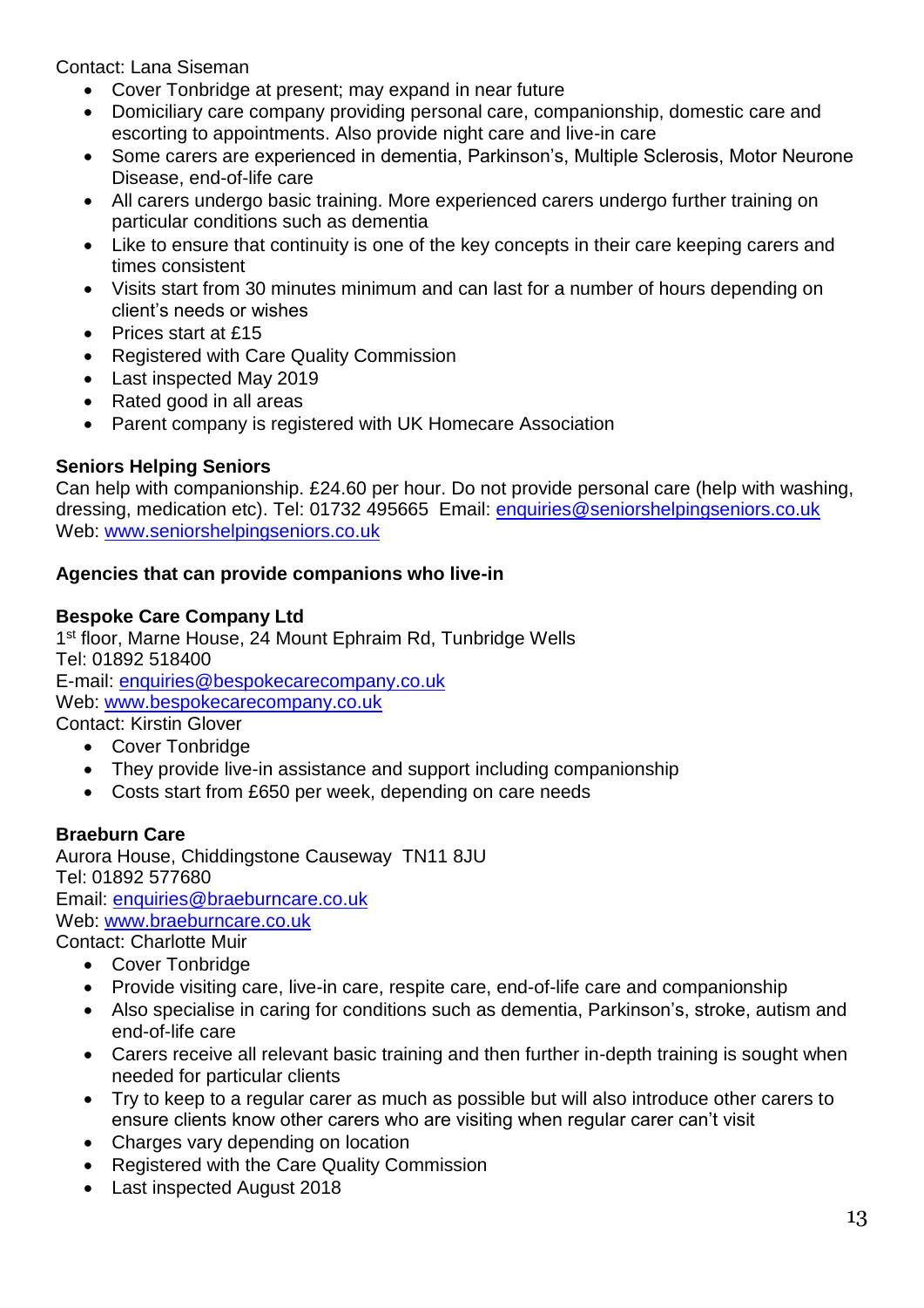Contact: Lana Siseman

- Cover Tonbridge at present; may expand in near future
- Domiciliary care company providing personal care, companionship, domestic care and escorting to appointments. Also provide night care and live-in care
- Some carers are experienced in dementia, Parkinson's, Multiple Sclerosis, Motor Neurone Disease, end-of-life care
- All carers undergo basic training. More experienced carers undergo further training on particular conditions such as dementia
- Like to ensure that continuity is one of the key concepts in their care keeping carers and times consistent
- Visits start from 30 minutes minimum and can last for a number of hours depending on client's needs or wishes
- Prices start at £15
- Registered with Care Quality Commission
- Last inspected May 2019
- Rated good in all areas
- Parent company is registered with UK Homecare Association

**Seniors Helping Seniors**
Can help with companionship. £24.60 per hour. Do not provide personal care (help with washing, dressing, medication etc). Tel: 01732 495665 Email: enquiries@seniorshelpingseniors.co.uk
Web: www.seniorshelpingseniors.co.uk

**Agencies that can provide companions who live-in**

**Bespoke Care Company Ltd**
1st floor, Marne House, 24 Mount Ephraim Rd, Tunbridge Wells
Tel: 01892 518400
E-mail: enquiries@bespokecarecompany.co.uk
Web: www.bespokecarecompany.co.uk
Contact: Kirstin Glover

- Cover Tonbridge
- They provide live-in assistance and support including companionship
- Costs start from £650 per week, depending on care needs

**Braeburn Care**
Aurora House, Chiddingstone Causeway TN11 8JU
Tel: 01892 577680
Email: enquiries@braeburncare.co.uk
Web: www.braeburncare.co.uk
Contact: Charlotte Muir

- Cover Tonbridge
- Provide visiting care, live-in care, respite care, end-of-life care and companionship
- Also specialise in caring for conditions such as dementia, Parkinson's, stroke, autism and end-of-life care
- Carers receive all relevant basic training and then further in-depth training is sought when needed for particular clients
- Try to keep to a regular carer as much as possible but will also introduce other carers to ensure clients know other carers who are visiting when regular carer can't visit
- Charges vary depending on location
- Registered with the Care Quality Commission
- Last inspected August 2018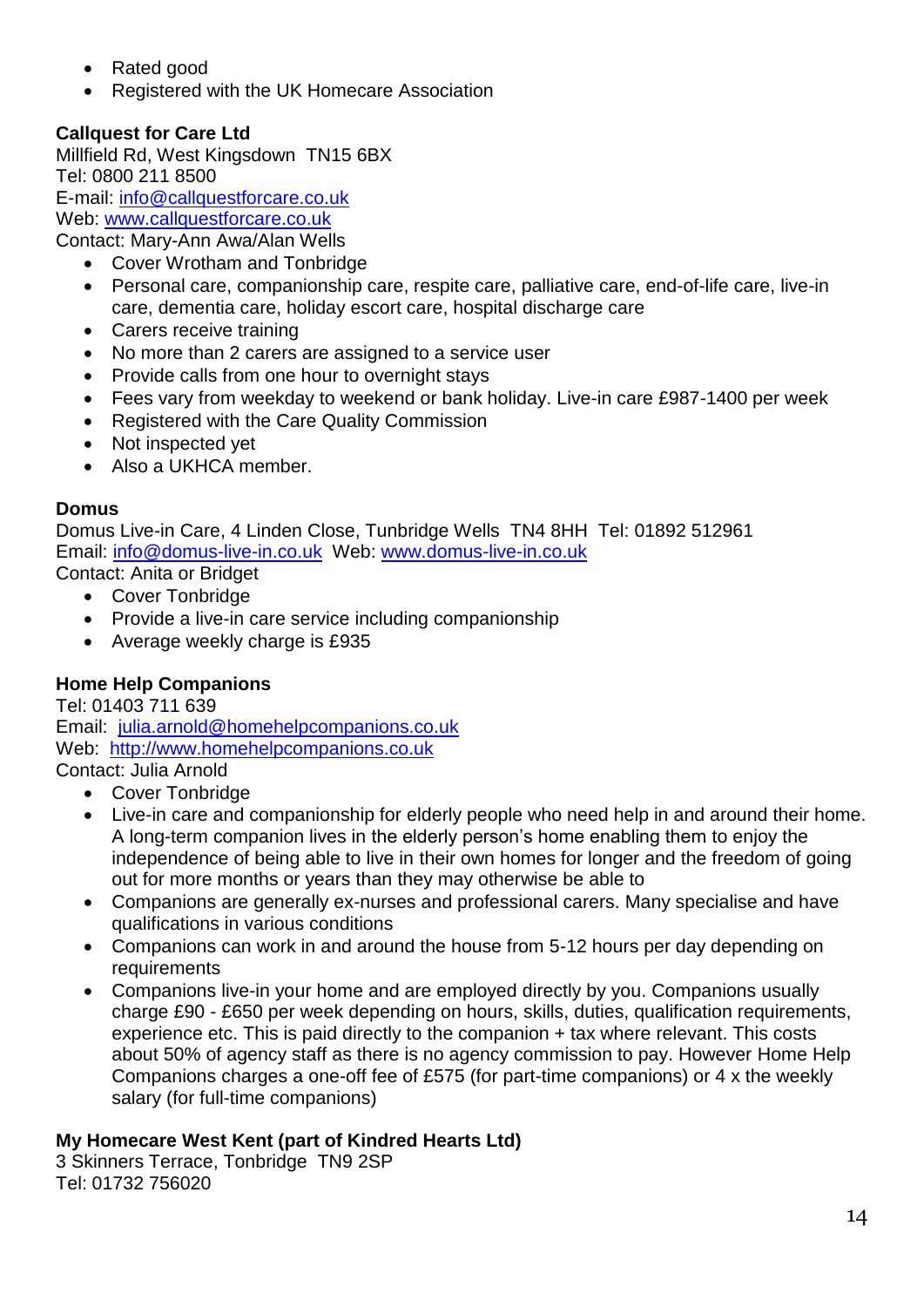- Rated good
- Registered with the UK Homecare Association

**Callquest for Care Ltd**
Millfield Rd, West Kingsdown TN15 6BX
Tel: 0800 211 8500
E-mail: info@callquestforcare.co.uk
Web: www.callquestforcare.co.uk
Contact: Mary-Ann Awa/Alan Wells

- Cover Wrotham and Tonbridge
- Personal care, companionship care, respite care, palliative care, end-of-life care, live-in care, dementia care, holiday escort care, hospital discharge care
- Carers receive training
- No more than 2 carers are assigned to a service user
- Provide calls from one hour to overnight stays
- Fees vary from weekday to weekend or bank holiday. Live-in care £987-1400 per week
- Registered with the Care Quality Commission
- Not inspected yet
- Also a UKHCA member.

**Domus**
Domus Live-in Care, 4 Linden Close, Tunbridge Wells TN4 8HH Tel: 01892 512961
Email: info@domus-live-in.co.uk Web: www.domus-live-in.co.uk
Contact: Anita or Bridget

- Cover Tonbridge
- Provide a live-in care service including companionship
- Average weekly charge is £935

**Home Help Companions**
Tel: 01403 711 639
Email: julia.arnold@homehelpcompanions.co.uk
Web: http://www.homehelpcompanions.co.uk
Contact: Julia Arnold

- Cover Tonbridge
- Live-in care and companionship for elderly people who need help in and around their home. A long-term companion lives in the elderly person's home enabling them to enjoy the independence of being able to live in their own homes for longer and the freedom of going out for more months or years than they may otherwise be able to
- Companions are generally ex-nurses and professional carers. Many specialise and have qualifications in various conditions
- Companions can work in and around the house from 5-12 hours per day depending on requirements
- Companions live-in your home and are employed directly by you. Companions usually charge £90 - £650 per week depending on hours, skills, duties, qualification requirements, experience etc. This is paid directly to the companion + tax where relevant. This costs about 50% of agency staff as there is no agency commission to pay. However Home Help Companions charges a one-off fee of £575 (for part-time companions) or 4 x the weekly salary (for full-time companions)

**My Homecare West Kent (part of Kindred Hearts Ltd)**
3 Skinners Terrace, Tonbridge TN9 2SP
Tel: 01732 756020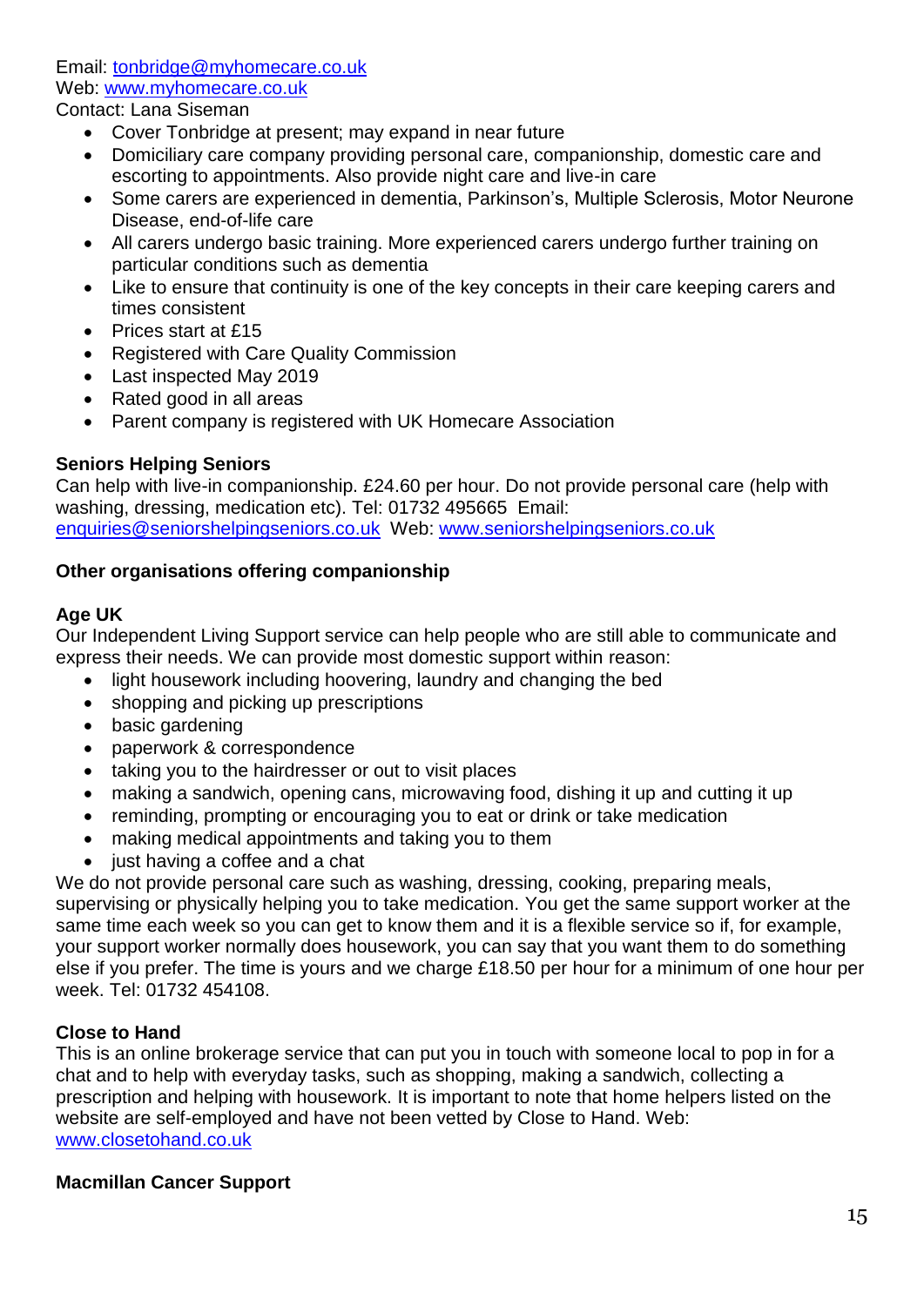Email: tonbridge@myhomecare.co.uk
Web: www.myhomecare.co.uk
Contact: Lana Siseman

- Cover Tonbridge at present; may expand in near future
- Domiciliary care company providing personal care, companionship, domestic care and escorting to appointments. Also provide night care and live-in care
- Some carers are experienced in dementia, Parkinson's, Multiple Sclerosis, Motor Neurone Disease, end-of-life care
- All carers undergo basic training. More experienced carers undergo further training on particular conditions such as dementia
- Like to ensure that continuity is one of the key concepts in their care keeping carers and times consistent
- Prices start at £15
- Registered with Care Quality Commission
- Last inspected May 2019
- Rated good in all areas
- Parent company is registered with UK Homecare Association

**Seniors Helping Seniors**

Can help with live-in companionship. £24.60 per hour. Do not provide personal care (help with washing, dressing, medication etc). Tel: 01732 495665 Email: enquiries@seniorshelpingseniors.co.uk Web: www.seniorshelpingseniors.co.uk

**Other organisations offering companionship**

**Age UK**

Our Independent Living Support service can help people who are still able to communicate and express their needs. We can provide most domestic support within reason:

- light housework including hoovering, laundry and changing the bed
- shopping and picking up prescriptions
- basic gardening
- paperwork & correspondence
- taking you to the hairdresser or out to visit places
- making a sandwich, opening cans, microwaving food, dishing it up and cutting it up
- reminding, prompting or encouraging you to eat or drink or take medication
- making medical appointments and taking you to them
- just having a coffee and a chat

We do not provide personal care such as washing, dressing, cooking, preparing meals, supervising or physically helping you to take medication. You get the same support worker at the same time each week so you can get to know them and it is a flexible service so if, for example, your support worker normally does housework, you can say that you want them to do something else if you prefer. The time is yours and we charge £18.50 per hour for a minimum of one hour per week. Tel: 01732 454108.

**Close to Hand**

This is an online brokerage service that can put you in touch with someone local to pop in for a chat and to help with everyday tasks, such as shopping, making a sandwich, collecting a prescription and helping with housework. It is important to note that home helpers listed on the website are self-employed and have not been vetted by Close to Hand. Web: www.closetohand.co.uk

**Macmillan Cancer Support**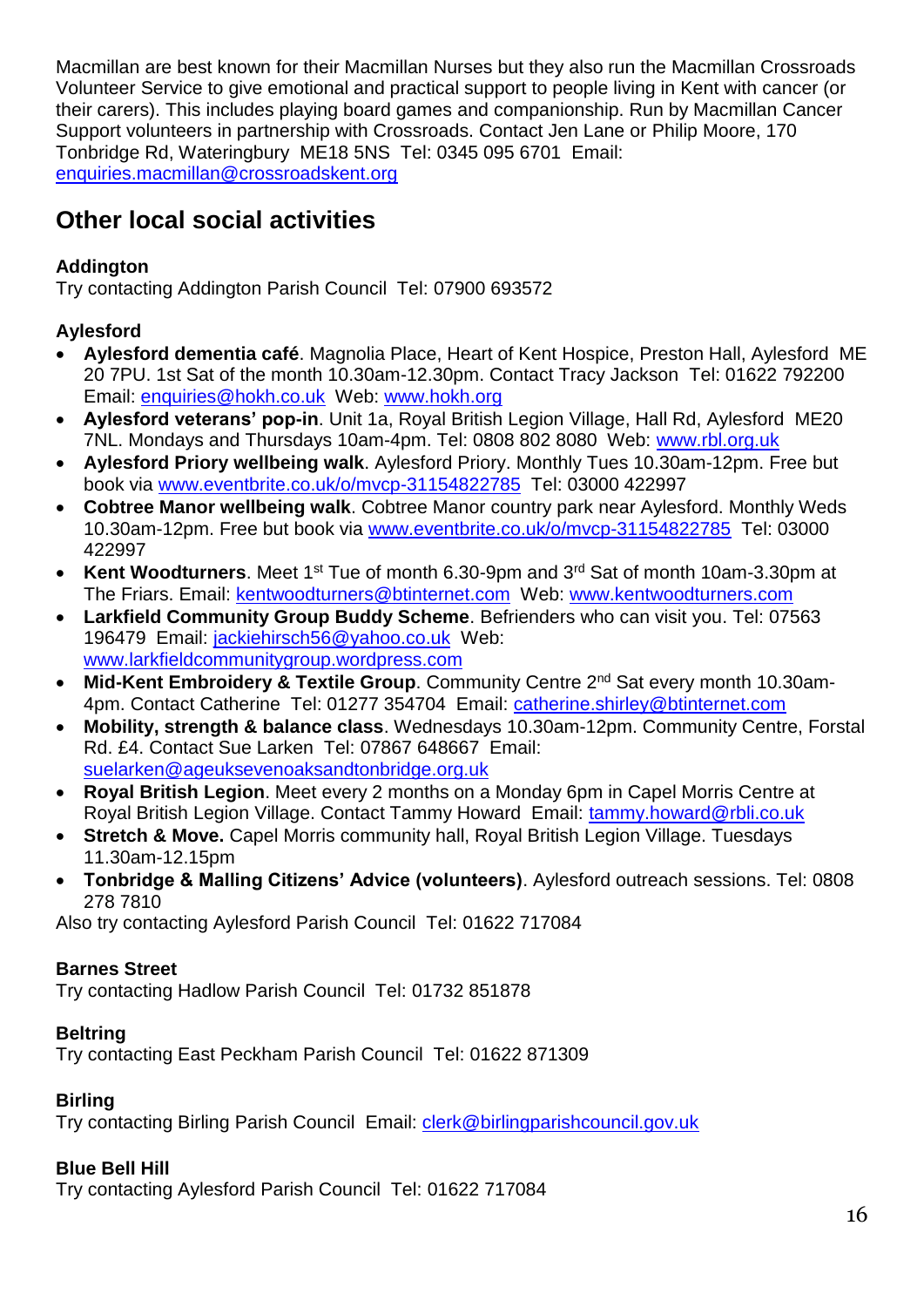Macmillan are best known for their Macmillan Nurses but they also run the Macmillan Crossroads Volunteer Service to give emotional and practical support to people living in Kent with cancer (or their carers). This includes playing board games and companionship. Run by Macmillan Cancer Support volunteers in partnership with Crossroads. Contact Jen Lane or Philip Moore, 170 Tonbridge Rd, Wateringbury ME18 5NS Tel: 0345 095 6701 Email: enquiries.macmillan@crossroadskent.org

## Other local social activities

### Addington

Try contacting Addington Parish Council Tel: 07900 693572

### Aylesford

- **Aylesford dementia café**. Magnolia Place, Heart of Kent Hospice, Preston Hall, Aylesford ME 20 7PU. 1st Sat of the month 10.30am-12.30pm. Contact Tracy Jackson Tel: 01622 792200 Email: enquiries@hokh.co.uk Web: www.hokh.org
- **Aylesford veterans' pop-in**. Unit 1a, Royal British Legion Village, Hall Rd, Aylesford ME20 7NL. Mondays and Thursdays 10am-4pm. Tel: 0808 802 8080 Web: www.rbl.org.uk
- **Aylesford Priory wellbeing walk**. Aylesford Priory. Monthly Tues 10.30am-12pm. Free but book via www.eventbrite.co.uk/o/mvcp-31154822785 Tel: 03000 422997
- **Cobtree Manor wellbeing walk**. Cobtree Manor country park near Aylesford. Monthly Weds 10.30am-12pm. Free but book via www.eventbrite.co.uk/o/mvcp-31154822785 Tel: 03000 422997
- **Kent Woodturners**. Meet 1st Tue of month 6.30-9pm and 3rd Sat of month 10am-3.30pm at The Friars. Email: kentwoodturners@btinternet.com Web: www.kentwoodturners.com
- **Larkfield Community Group Buddy Scheme**. Befrienders who can visit you. Tel: 07563 196479 Email: jackiehirsch56@yahoo.co.uk Web: www.larkfieldcommunitygroup.wordpress.com
- **Mid-Kent Embroidery & Textile Group**. Community Centre 2nd Sat every month 10.30am-4pm. Contact Catherine Tel: 01277 354704 Email: catherine.shirley@btinternet.com
- **Mobility, strength & balance class**. Wednesdays 10.30am-12pm. Community Centre, Forstal Rd. £4. Contact Sue Larken Tel: 07867 648667 Email: suelarken@ageuksevenoaksandtonbridge.org.uk
- **Royal British Legion**. Meet every 2 months on a Monday 6pm in Capel Morris Centre at Royal British Legion Village. Contact Tammy Howard Email: tammy.howard@rbli.co.uk
- **Stretch & Move.** Capel Morris community hall, Royal British Legion Village. Tuesdays 11.30am-12.15pm
- **Tonbridge & Malling Citizens' Advice (volunteers)**. Aylesford outreach sessions. Tel: 0808 278 7810

Also try contacting Aylesford Parish Council Tel: 01622 717084

### Barnes Street

Try contacting Hadlow Parish Council Tel: 01732 851878

### Beltring

Try contacting East Peckham Parish Council Tel: 01622 871309

### Birling

Try contacting Birling Parish Council Email: clerk@birlingparishcouncil.gov.uk

### Blue Bell Hill

Try contacting Aylesford Parish Council Tel: 01622 717084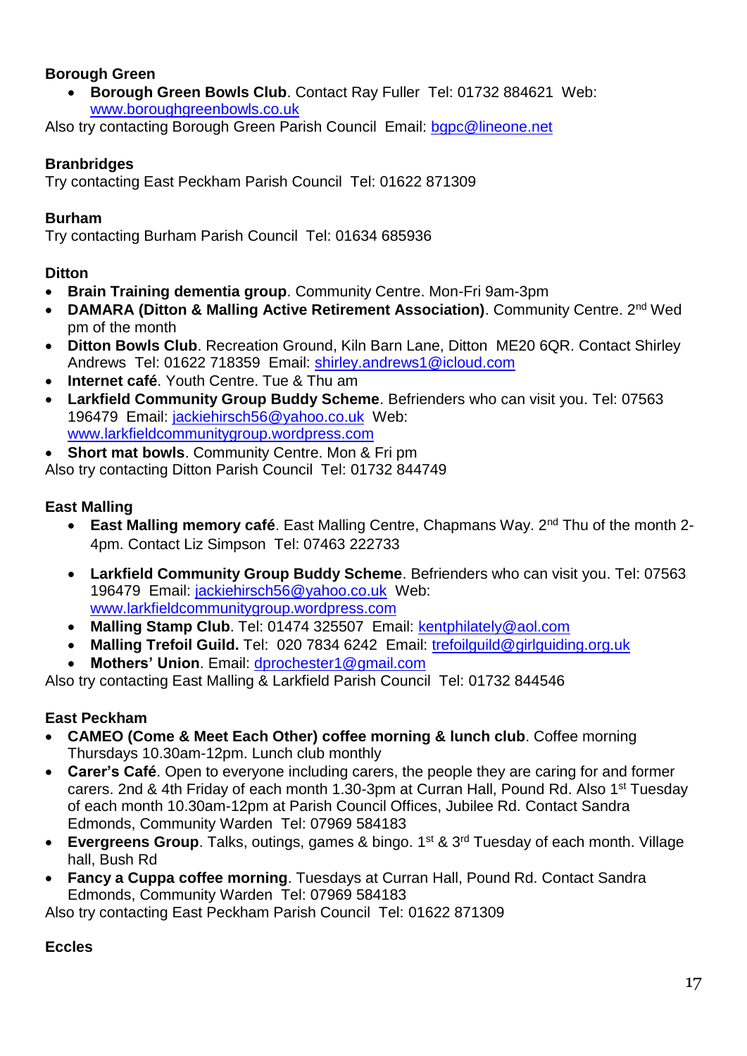**Borough Green**

- **Borough Green Bowls Club**. Contact Ray Fuller Tel: 01732 884621 Web: www.boroughgreenbowls.co.uk

Also try contacting Borough Green Parish Council Email: bgpc@lineone.net

**Branbridges**

Try contacting East Peckham Parish Council Tel: 01622 871309

**Burham**

Try contacting Burham Parish Council Tel: 01634 685936

**Ditton**

- **Brain Training dementia group**. Community Centre. Mon-Fri 9am-3pm
- **DAMARA (Ditton & Malling Active Retirement Association)**. Community Centre. 2nd Wed pm of the month
- **Ditton Bowls Club**. Recreation Ground, Kiln Barn Lane, Ditton ME20 6QR. Contact Shirley Andrews Tel: 01622 718359 Email: shirley.andrews1@icloud.com
- **Internet café**. Youth Centre. Tue & Thu am
- **Larkfield Community Group Buddy Scheme**. Befrienders who can visit you. Tel: 07563 196479 Email: jackiehirsch56@yahoo.co.uk Web: www.larkfieldcommunitygroup.wordpress.com
- **Short mat bowls**. Community Centre. Mon & Fri pm

Also try contacting Ditton Parish Council Tel: 01732 844749

**East Malling**

- **East Malling memory café**. East Malling Centre, Chapmans Way. 2nd Thu of the month 2-4pm. Contact Liz Simpson Tel: 07463 222733
- **Larkfield Community Group Buddy Scheme**. Befrienders who can visit you. Tel: 07563 196479 Email: jackiehirsch56@yahoo.co.uk Web: www.larkfieldcommunitygroup.wordpress.com
- **Malling Stamp Club**. Tel: 01474 325507 Email: kentphilately@aol.com
- **Malling Trefoil Guild.** Tel: 020 7834 6242 Email: trefoilguild@girlguiding.org.uk
- **Mothers' Union**. Email: dprochester1@gmail.com

Also try contacting East Malling & Larkfield Parish Council Tel: 01732 844546

**East Peckham**

- **CAMEO (Come & Meet Each Other) coffee morning & lunch club**. Coffee morning Thursdays 10.30am-12pm. Lunch club monthly
- **Carer's Café**. Open to everyone including carers, the people they are caring for and former carers. 2nd & 4th Friday of each month 1.30-3pm at Curran Hall, Pound Rd. Also 1st Tuesday of each month 10.30am-12pm at Parish Council Offices, Jubilee Rd. Contact Sandra Edmonds, Community Warden Tel: 07969 584183
- **Evergreens Group**. Talks, outings, games & bingo. 1st & 3rd Tuesday of each month. Village hall, Bush Rd
- **Fancy a Cuppa coffee morning**. Tuesdays at Curran Hall, Pound Rd. Contact Sandra Edmonds, Community Warden Tel: 07969 584183

Also try contacting East Peckham Parish Council Tel: 01622 871309

**Eccles**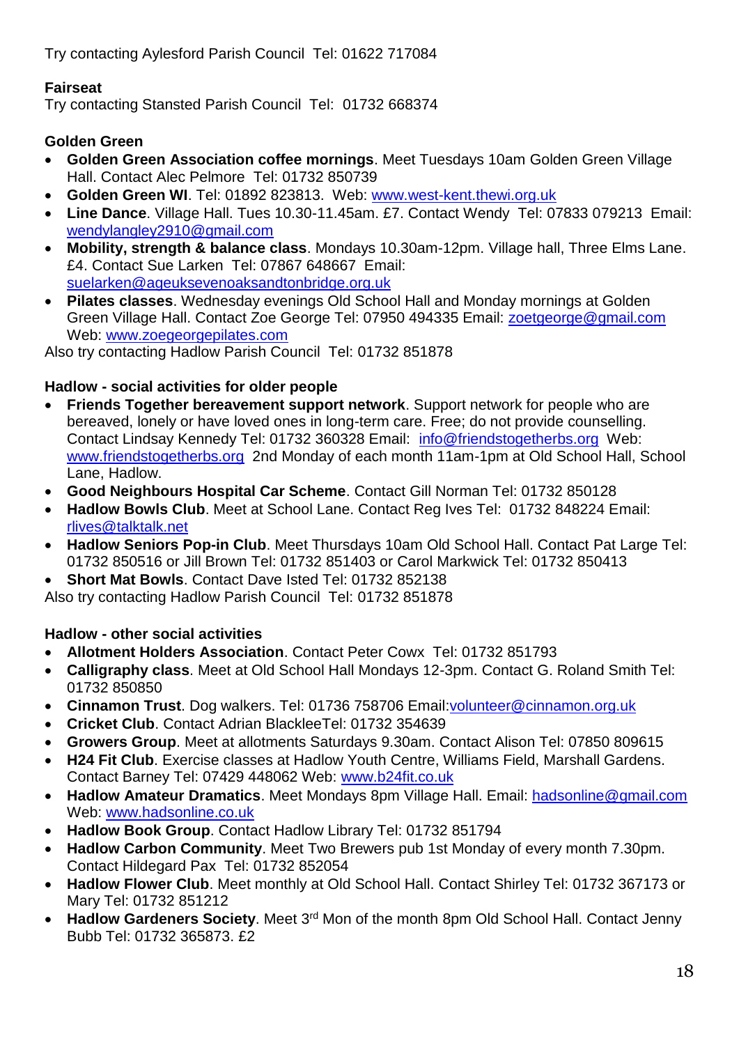Try contacting Aylesford Parish Council  Tel: 01622 717084

**Fairseat**
Try contacting Stansted Parish Council  Tel:  01732 668374

**Golden Green**

- **Golden Green Association coffee mornings**. Meet Tuesdays 10am Golden Green Village Hall. Contact Alec Pelmore  Tel: 01732 850739
- **Golden Green WI**. Tel: 01892 823813.  Web: www.west-kent.thewi.org.uk
- **Line Dance**. Village Hall. Tues 10.30-11.45am. £7. Contact Wendy  Tel: 07833 079213  Email: wendylangley2910@gmail.com
- **Mobility, strength & balance class**. Mondays 10.30am-12pm. Village hall, Three Elms Lane. £4. Contact Sue Larken  Tel: 07867 648667  Email: suelarken@ageuksevenoaksandtonbridge.org.uk
- **Pilates classes**. Wednesday evenings Old School Hall and Monday mornings at Golden Green Village Hall. Contact Zoe George Tel: 07950 494335 Email: zoetgeorge@gmail.com Web: www.zoegeorgepilates.com

Also try contacting Hadlow Parish Council  Tel: 01732 851878

**Hadlow - social activities for older people**

- **Friends Together bereavement support network**. Support network for people who are bereaved, lonely or have loved ones in long-term care. Free; do not provide counselling. Contact Lindsay Kennedy Tel: 01732 360328 Email:  info@friendstogetherbs.org  Web: www.friendstogetherbs.org  2nd Monday of each month 11am-1pm at Old School Hall, School Lane, Hadlow.
- **Good Neighbours Hospital Car Scheme**. Contact Gill Norman Tel: 01732 850128
- **Hadlow Bowls Club**. Meet at School Lane. Contact Reg Ives Tel:  01732 848224 Email: rlives@talktalk.net
- **Hadlow Seniors Pop-in Club**. Meet Thursdays 10am Old School Hall. Contact Pat Large Tel: 01732 850516 or Jill Brown Tel: 01732 851403 or Carol Markwick Tel: 01732 850413
- **Short Mat Bowls**. Contact Dave Isted Tel: 01732 852138

Also try contacting Hadlow Parish Council  Tel: 01732 851878

**Hadlow - other social activities**

- **Allotment Holders Association**. Contact Peter Cowx  Tel: 01732 851793
- **Calligraphy class**. Meet at Old School Hall Mondays 12-3pm. Contact G. Roland Smith Tel: 01732 850850
- **Cinnamon Trust**. Dog walkers. Tel: 01736 758706 Email:volunteer@cinnamon.org.uk
- **Cricket Club**. Contact Adrian BlackleeTel: 01732 354639
- **Growers Group**. Meet at allotments Saturdays 9.30am. Contact Alison Tel: 07850 809615
- **H24 Fit Club**. Exercise classes at Hadlow Youth Centre, Williams Field, Marshall Gardens. Contact Barney Tel: 07429 448062 Web: www.b24fit.co.uk
- **Hadlow Amateur Dramatics**. Meet Mondays 8pm Village Hall. Email: hadsonline@gmail.com Web: www.hadsonline.co.uk
- **Hadlow Book Group**. Contact Hadlow Library Tel: 01732 851794
- **Hadlow Carbon Community**. Meet Two Brewers pub 1st Monday of every month 7.30pm. Contact Hildegard Pax  Tel: 01732 852054
- **Hadlow Flower Club**. Meet monthly at Old School Hall. Contact Shirley Tel: 01732 367173 or Mary Tel: 01732 851212
- **Hadlow Gardeners Society**. Meet 3rd Mon of the month 8pm Old School Hall. Contact Jenny Bubb Tel: 01732 365873. £2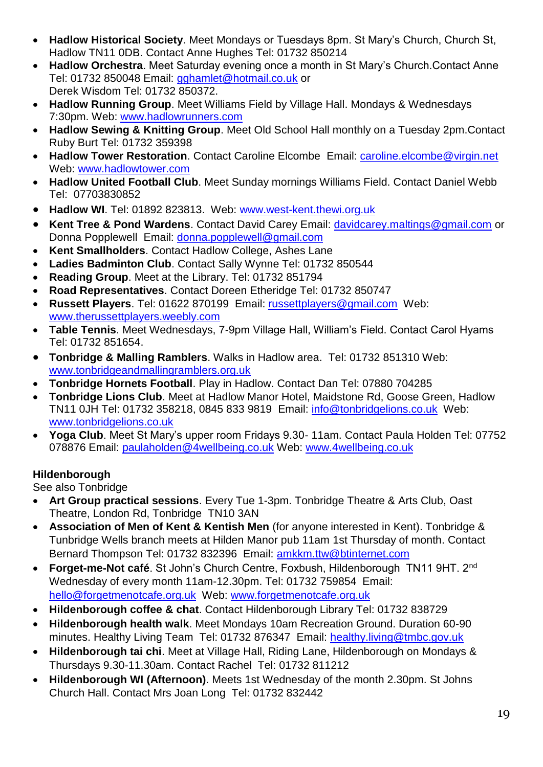- **Hadlow Historical Society**. Meet Mondays or Tuesdays 8pm. St Mary's Church, Church St, Hadlow TN11 0DB. Contact Anne Hughes Tel: 01732 850214
- **Hadlow Orchestra**. Meet Saturday evening once a month in St Mary's Church.Contact Anne Tel: 01732 850048 Email: gghamlet@hotmail.co.uk or Derek Wisdom Tel: 01732 850372.
- **Hadlow Running Group**. Meet Williams Field by Village Hall. Mondays & Wednesdays 7:30pm. Web: www.hadlowrunners.com
- **Hadlow Sewing & Knitting Group**. Meet Old School Hall monthly on a Tuesday 2pm.Contact Ruby Burt Tel: 01732 359398
- **Hadlow Tower Restoration**. Contact Caroline Elcombe Email: caroline.elcombe@virgin.net Web: www.hadlowtower.com
- **Hadlow United Football Club**. Meet Sunday mornings Williams Field. Contact Daniel Webb Tel: 07703830852
- **Hadlow WI**. Tel: 01892 823813. Web: www.west-kent.thewi.org.uk
- **Kent Tree & Pond Wardens**. Contact David Carey Email: davidcarey.maltings@gmail.com or Donna Popplewell Email: donna.popplewell@gmail.com
- **Kent Smallholders**. Contact Hadlow College, Ashes Lane
- **Ladies Badminton Club**. Contact Sally Wynne Tel: 01732 850544
- **Reading Group**. Meet at the Library. Tel: 01732 851794
- **Road Representatives**. Contact Doreen Etheridge Tel: 01732 850747
- **Russett Players**. Tel: 01622 870199 Email: russettplayers@gmail.com Web: www.therussettplayers.weebly.com
- **Table Tennis**. Meet Wednesdays, 7-9pm Village Hall, William's Field. Contact Carol Hyams Tel: 01732 851654.
- **Tonbridge & Malling Ramblers**. Walks in Hadlow area. Tel: 01732 851310 Web: www.tonbridgeandmallingramblers.org.uk
- **Tonbridge Hornets Football**. Play in Hadlow. Contact Dan Tel: 07880 704285
- **Tonbridge Lions Club**. Meet at Hadlow Manor Hotel, Maidstone Rd, Goose Green, Hadlow TN11 0JH Tel: 01732 358218, 0845 833 9819 Email: info@tonbridgelions.co.uk Web: www.tonbridgelions.co.uk
- **Yoga Club**. Meet St Mary's upper room Fridays 9.30- 11am. Contact Paula Holden Tel: 07752 078876 Email: paulaholden@4wellbeing.co.uk Web: www.4wellbeing.co.uk

**Hildenborough**

See also Tonbridge

- **Art Group practical sessions**. Every Tue 1-3pm. Tonbridge Theatre & Arts Club, Oast Theatre, London Rd, Tonbridge TN10 3AN
- **Association of Men of Kent & Kentish Men** (for anyone interested in Kent). Tonbridge & Tunbridge Wells branch meets at Hilden Manor pub 11am 1st Thursday of month. Contact Bernard Thompson Tel: 01732 832396 Email: amkkm.ttw@btinternet.com
- **Forget-me-Not café**. St John's Church Centre, Foxbush, Hildenborough TN11 9HT. 2nd Wednesday of every month 11am-12.30pm. Tel: 01732 759854 Email: hello@forgetmenotcafe.org.uk Web: www.forgetmenotcafe.org.uk
- **Hildenborough coffee & chat**. Contact Hildenborough Library Tel: 01732 838729
- **Hildenborough health walk**. Meet Mondays 10am Recreation Ground. Duration 60-90 minutes. Healthy Living Team Tel: 01732 876347 Email: healthy.living@tmbc.gov.uk
- **Hildenborough tai chi**. Meet at Village Hall, Riding Lane, Hildenborough on Mondays & Thursdays 9.30-11.30am. Contact Rachel Tel: 01732 811212
- **Hildenborough WI (Afternoon)**. Meets 1st Wednesday of the month 2.30pm. St Johns Church Hall. Contact Mrs Joan Long Tel: 01732 832442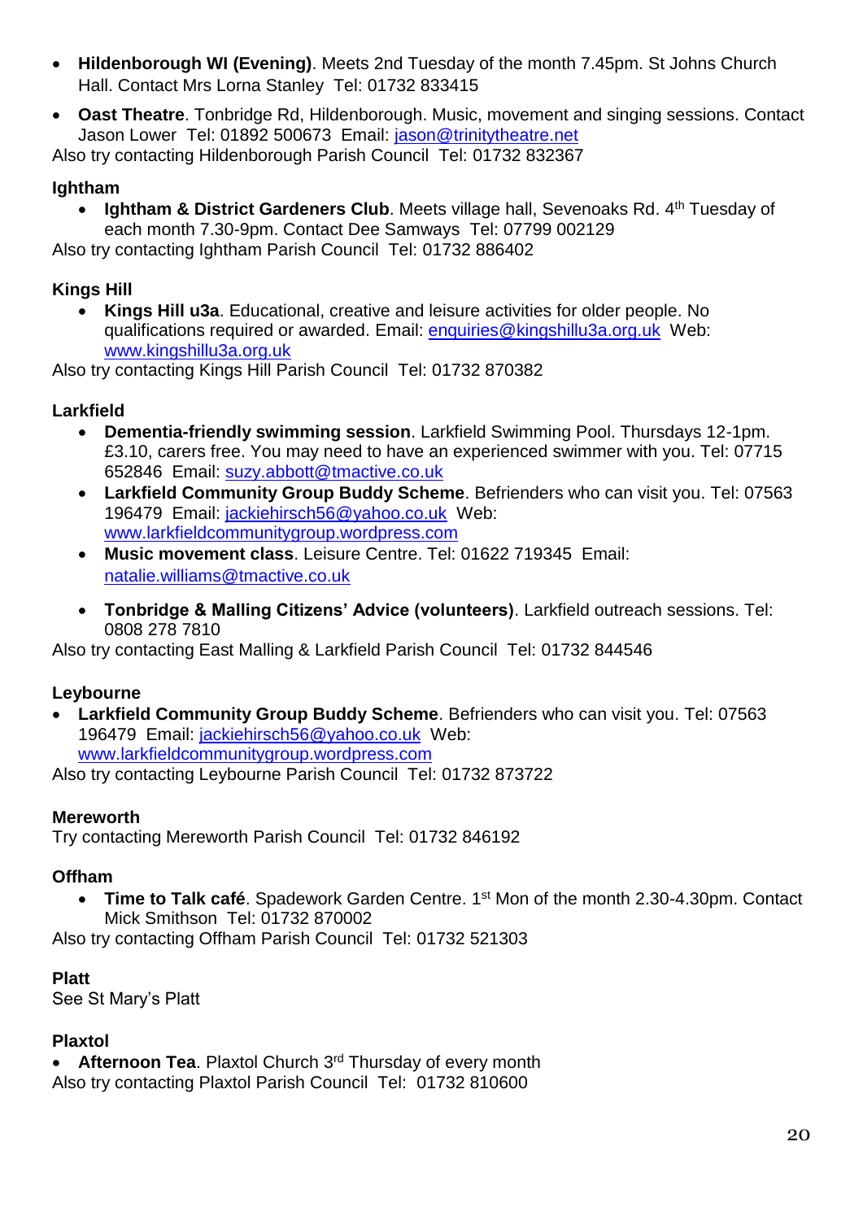- **Hildenborough WI (Evening)**. Meets 2nd Tuesday of the month 7.45pm. St Johns Church Hall. Contact Mrs Lorna Stanley Tel: 01732 833415
- **Oast Theatre**. Tonbridge Rd, Hildenborough. Music, movement and singing sessions. Contact Jason Lower Tel: 01892 500673 Email: jason@trinitytheatre.net

Also try contacting Hildenborough Parish Council Tel: 01732 832367

**Ightham**

- **Ightham & District Gardeners Club**. Meets village hall, Sevenoaks Rd. 4th Tuesday of each month 7.30-9pm. Contact Dee Samways Tel: 07799 002129

Also try contacting Ightham Parish Council Tel: 01732 886402

**Kings Hill**

- **Kings Hill u3a**. Educational, creative and leisure activities for older people. No qualifications required or awarded. Email: enquiries@kingshillu3a.org.uk Web: www.kingshillu3a.org.uk

Also try contacting Kings Hill Parish Council Tel: 01732 870382

**Larkfield**

- **Dementia-friendly swimming session**. Larkfield Swimming Pool. Thursdays 12-1pm. £3.10, carers free. You may need to have an experienced swimmer with you. Tel: 07715 652846 Email: suzy.abbott@tmactive.co.uk
- **Larkfield Community Group Buddy Scheme**. Befrienders who can visit you. Tel: 07563 196479 Email: jackiehirsch56@yahoo.co.uk Web: www.larkfieldcommunitygroup.wordpress.com
- **Music movement class**. Leisure Centre. Tel: 01622 719345 Email: natalie.williams@tmactive.co.uk
- **Tonbridge & Malling Citizens' Advice (volunteers)**. Larkfield outreach sessions. Tel: 0808 278 7810

Also try contacting East Malling & Larkfield Parish Council Tel: 01732 844546

**Leybourne**

- **Larkfield Community Group Buddy Scheme**. Befrienders who can visit you. Tel: 07563 196479 Email: jackiehirsch56@yahoo.co.uk Web: www.larkfieldcommunitygroup.wordpress.com

Also try contacting Leybourne Parish Council Tel: 01732 873722

**Mereworth**

Try contacting Mereworth Parish Council Tel: 01732 846192

**Offham**

- **Time to Talk café**. Spadework Garden Centre. 1st Mon of the month 2.30-4.30pm. Contact Mick Smithson Tel: 01732 870002

Also try contacting Offham Parish Council Tel: 01732 521303

**Platt**

See St Mary's Platt

**Plaxtol**

- **Afternoon Tea**. Plaxtol Church 3rd Thursday of every month

Also try contacting Plaxtol Parish Council Tel: 01732 810600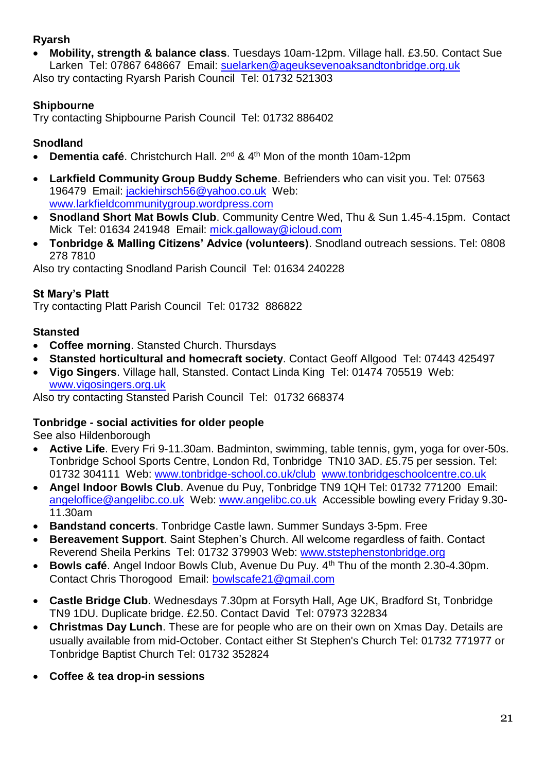**Ryarsh**

- **Mobility, strength & balance class**. Tuesdays 10am-12pm. Village hall. £3.50. Contact Sue Larken Tel: 07867 648667 Email: suelarken@ageuksevenoaksandtonbridge.org.uk

Also try contacting Ryarsh Parish Council Tel: 01732 521303

**Shipbourne**

Try contacting Shipbourne Parish Council Tel: 01732 886402

**Snodland**

- **Dementia café**. Christchurch Hall. 2nd & 4th Mon of the month 10am-12pm
- **Larkfield Community Group Buddy Scheme**. Befrienders who can visit you. Tel: 07563 196479 Email: jackiehirsch56@yahoo.co.uk Web: www.larkfieldcommunitygroup.wordpress.com
- **Snodland Short Mat Bowls Club**. Community Centre Wed, Thu & Sun 1.45-4.15pm. Contact Mick Tel: 01634 241948 Email: mick.galloway@icloud.com
- **Tonbridge & Malling Citizens' Advice (volunteers)**. Snodland outreach sessions. Tel: 0808 278 7810

Also try contacting Snodland Parish Council Tel: 01634 240228

**St Mary's Platt**

Try contacting Platt Parish Council Tel: 01732 886822

**Stansted**

- **Coffee morning**. Stansted Church. Thursdays
- **Stansted horticultural and homecraft society**. Contact Geoff Allgood Tel: 07443 425497
- **Vigo Singers**. Village hall, Stansted. Contact Linda King Tel: 01474 705519 Web: www.vigosingers.org.uk

Also try contacting Stansted Parish Council Tel: 01732 668374

**Tonbridge - social activities for older people**

See also Hildenborough

- **Active Life**. Every Fri 9-11.30am. Badminton, swimming, table tennis, gym, yoga for over-50s. Tonbridge School Sports Centre, London Rd, Tonbridge TN10 3AD. £5.75 per session. Tel: 01732 304111 Web: www.tonbridge-school.co.uk/club www.tonbridgeschoolcentre.co.uk
- **Angel Indoor Bowls Club**. Avenue du Puy, Tonbridge TN9 1QH Tel: 01732 771200 Email: angeloffice@angelibc.co.uk Web: www.angelibc.co.uk Accessible bowling every Friday 9.30-11.30am
- **Bandstand concerts**. Tonbridge Castle lawn. Summer Sundays 3-5pm. Free
- **Bereavement Support**. Saint Stephen's Church. All welcome regardless of faith. Contact Reverend Sheila Perkins Tel: 01732 379903 Web: www.ststephenstonbridge.org
- **Bowls café**. Angel Indoor Bowls Club, Avenue Du Puy. 4th Thu of the month 2.30-4.30pm. Contact Chris Thorogood Email: bowlscafe21@gmail.com
- **Castle Bridge Club**. Wednesdays 7.30pm at Forsyth Hall, Age UK, Bradford St, Tonbridge TN9 1DU. Duplicate bridge. £2.50. Contact David Tel: 07973 322834
- **Christmas Day Lunch**. These are for people who are on their own on Xmas Day. Details are usually available from mid-October. Contact either St Stephen's Church Tel: 01732 771977 or Tonbridge Baptist Church Tel: 01732 352824
- **Coffee & tea drop-in sessions**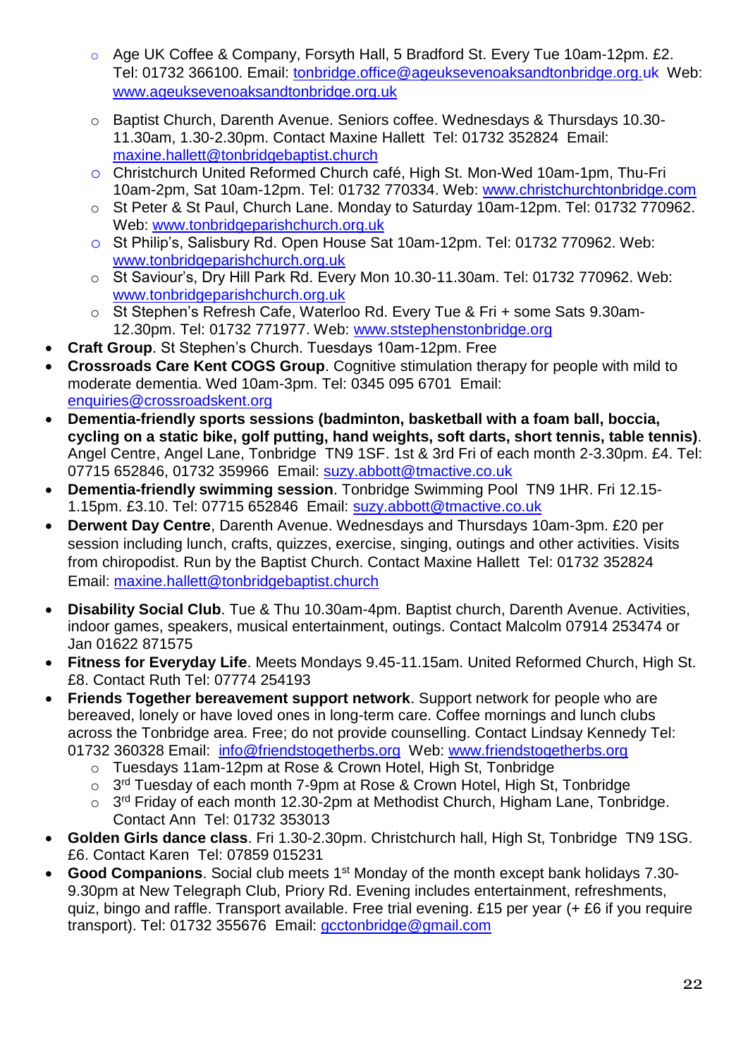- Age UK Coffee & Company, Forsyth Hall, 5 Bradford St. Every Tue 10am-12pm. £2. Tel: 01732 366100. Email: tonbridge.office@ageuksevenoaksandtonbridge.org.uk Web: www.ageuksevenoaksandtonbridge.org.uk
  - Baptist Church, Darenth Avenue. Seniors coffee. Wednesdays & Thursdays 10.30-11.30am, 1.30-2.30pm. Contact Maxine Hallett Tel: 01732 352824 Email: maxine.hallett@tonbridgebaptist.church
  - Christchurch United Reformed Church café, High St. Mon-Wed 10am-1pm, Thu-Fri 10am-2pm, Sat 10am-12pm. Tel: 01732 770334. Web: www.christchurchtonbridge.com
  - St Peter & St Paul, Church Lane. Monday to Saturday 10am-12pm. Tel: 01732 770962. Web: www.tonbridgeparishchurch.org.uk
  - St Philip's, Salisbury Rd. Open House Sat 10am-12pm. Tel: 01732 770962. Web: www.tonbridgeparishchurch.org.uk
  - St Saviour's, Dry Hill Park Rd. Every Mon 10.30-11.30am. Tel: 01732 770962. Web: www.tonbridgeparishchurch.org.uk
  - St Stephen's Refresh Cafe, Waterloo Rd. Every Tue & Fri + some Sats 9.30am-12.30pm. Tel: 01732 771977. Web: www.ststephenstonbridge.org
- **Craft Group**. St Stephen's Church. Tuesdays 10am-12pm. Free
- **Crossroads Care Kent COGS Group**. Cognitive stimulation therapy for people with mild to moderate dementia. Wed 10am-3pm. Tel: 0345 095 6701 Email: enquiries@crossroadskent.org
- **Dementia-friendly sports sessions (badminton, basketball with a foam ball, boccia, cycling on a static bike, golf putting, hand weights, soft darts, short tennis, table tennis)**. Angel Centre, Angel Lane, Tonbridge TN9 1SF. 1st & 3rd Fri of each month 2-3.30pm. £4. Tel: 07715 652846, 01732 359966 Email: suzy.abbott@tmactive.co.uk
- **Dementia-friendly swimming session**. Tonbridge Swimming Pool TN9 1HR. Fri 12.15-1.15pm. £3.10. Tel: 07715 652846 Email: suzy.abbott@tmactive.co.uk
- **Derwent Day Centre**, Darenth Avenue. Wednesdays and Thursdays 10am-3pm. £20 per session including lunch, crafts, quizzes, exercise, singing, outings and other activities. Visits from chiropodist. Run by the Baptist Church. Contact Maxine Hallett Tel: 01732 352824 Email: maxine.hallett@tonbridgebaptist.church
- **Disability Social Club**. Tue & Thu 10.30am-4pm. Baptist church, Darenth Avenue. Activities, indoor games, speakers, musical entertainment, outings. Contact Malcolm 07914 253474 or Jan 01622 871575
- **Fitness for Everyday Life**. Meets Mondays 9.45-11.15am. United Reformed Church, High St. £8. Contact Ruth Tel: 07774 254193
- **Friends Together bereavement support network**. Support network for people who are bereaved, lonely or have loved ones in long-term care. Coffee mornings and lunch clubs across the Tonbridge area. Free; do not provide counselling. Contact Lindsay Kennedy Tel: 01732 360328 Email: info@friendstogetherbs.org Web: www.friendstogetherbs.org
  - Tuesdays 11am-12pm at Rose & Crown Hotel, High St, Tonbridge
  - 3rd Tuesday of each month 7-9pm at Rose & Crown Hotel, High St, Tonbridge
  - 3rd Friday of each month 12.30-2pm at Methodist Church, Higham Lane, Tonbridge. Contact Ann Tel: 01732 353013
- **Golden Girls dance class**. Fri 1.30-2.30pm. Christchurch hall, High St, Tonbridge TN9 1SG. £6. Contact Karen Tel: 07859 015231
- **Good Companions**. Social club meets 1st Monday of the month except bank holidays 7.30-9.30pm at New Telegraph Club, Priory Rd. Evening includes entertainment, refreshments, quiz, bingo and raffle. Transport available. Free trial evening. £15 per year (+ £6 if you require transport). Tel: 01732 355676 Email: gcctonbridge@gmail.com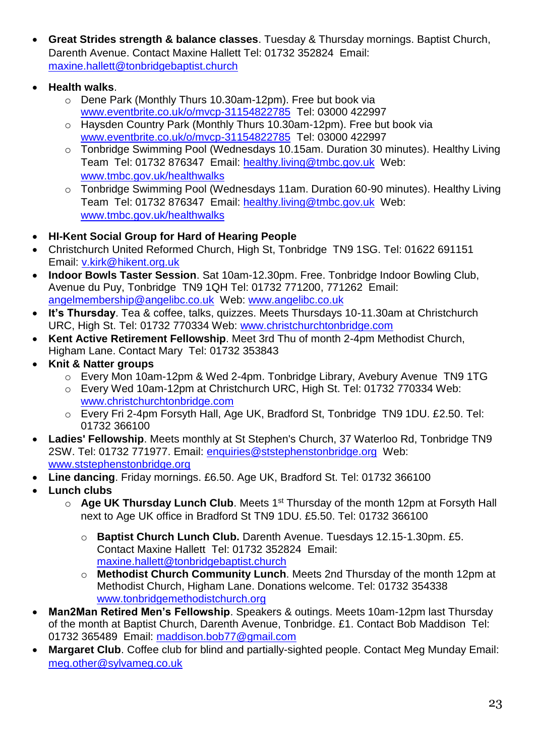- **Great Strides strength & balance classes**. Tuesday & Thursday mornings. Baptist Church, Darenth Avenue. Contact Maxine Hallett Tel: 01732 352824 Email: maxine.hallett@tonbridgebaptist.church
- **Health walks**.
  - Dene Park (Monthly Thurs 10.30am-12pm). Free but book via www.eventbrite.co.uk/o/mvcp-31154822785 Tel: 03000 422997
  - Haysden Country Park (Monthly Thurs 10.30am-12pm). Free but book via www.eventbrite.co.uk/o/mvcp-31154822785 Tel: 03000 422997
  - Tonbridge Swimming Pool (Wednesdays 10.15am. Duration 30 minutes). Healthy Living Team Tel: 01732 876347 Email: healthy.living@tmbc.gov.uk Web: www.tmbc.gov.uk/healthwalks
  - Tonbridge Swimming Pool (Wednesdays 11am. Duration 60-90 minutes). Healthy Living Team Tel: 01732 876347 Email: healthy.living@tmbc.gov.uk Web: www.tmbc.gov.uk/healthwalks
- **HI-Kent Social Group for Hard of Hearing People**
- Christchurch United Reformed Church, High St, Tonbridge TN9 1SG. Tel: 01622 691151 Email: v.kirk@hikent.org.uk
- **Indoor Bowls Taster Session**. Sat 10am-12.30pm. Free. Tonbridge Indoor Bowling Club, Avenue du Puy, Tonbridge TN9 1QH Tel: 01732 771200, 771262 Email: angelmembership@angelibc.co.uk Web: www.angelibc.co.uk
- **It's Thursday**. Tea & coffee, talks, quizzes. Meets Thursdays 10-11.30am at Christchurch URC, High St. Tel: 01732 770334 Web: www.christchurchtonbridge.com
- **Kent Active Retirement Fellowship**. Meet 3rd Thu of month 2-4pm Methodist Church, Higham Lane. Contact Mary Tel: 01732 353843
- **Knit & Natter groups**
  - Every Mon 10am-12pm & Wed 2-4pm. Tonbridge Library, Avebury Avenue TN9 1TG
  - Every Wed 10am-12pm at Christchurch URC, High St. Tel: 01732 770334 Web: www.christchurchtonbridge.com
  - Every Fri 2-4pm Forsyth Hall, Age UK, Bradford St, Tonbridge TN9 1DU. £2.50. Tel: 01732 366100
- **Ladies' Fellowship**. Meets monthly at St Stephen's Church, 37 Waterloo Rd, Tonbridge TN9 2SW. Tel: 01732 771977. Email: enquiries@ststephenstonbridge.org Web: www.ststephenstonbridge.org
- **Line dancing**. Friday mornings. £6.50. Age UK, Bradford St. Tel: 01732 366100
- **Lunch clubs**
  - **Age UK Thursday Lunch Club**. Meets 1st Thursday of the month 12pm at Forsyth Hall next to Age UK office in Bradford St TN9 1DU. £5.50. Tel: 01732 366100
  - **Baptist Church Lunch Club.** Darenth Avenue. Tuesdays 12.15-1.30pm. £5. Contact Maxine Hallett Tel: 01732 352824 Email: maxine.hallett@tonbridgebaptist.church
  - **Methodist Church Community Lunch**. Meets 2nd Thursday of the month 12pm at Methodist Church, Higham Lane. Donations welcome. Tel: 01732 354338 www.tonbridgemethodistchurch.org
- **Man2Man Retired Men's Fellowship**. Speakers & outings. Meets 10am-12pm last Thursday of the month at Baptist Church, Darenth Avenue, Tonbridge. £1. Contact Bob Maddison Tel: 01732 365489 Email: maddison.bob77@gmail.com
- **Margaret Club**. Coffee club for blind and partially-sighted people. Contact Meg Munday Email: meg.other@sylvameg.co.uk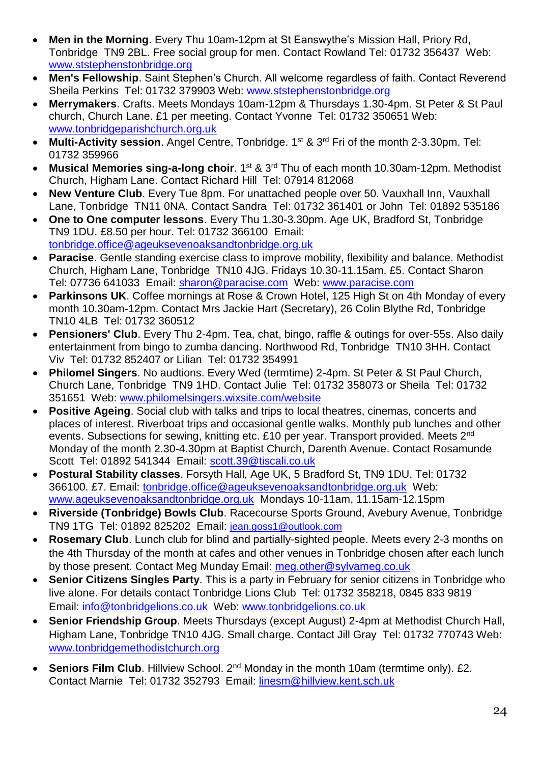- **Men in the Morning**. Every Thu 10am-12pm at St Eanswythe's Mission Hall, Priory Rd, Tonbridge TN9 2BL. Free social group for men. Contact Rowland Tel: 01732 356437 Web: www.ststephenstonbridge.org
- **Men's Fellowship**. Saint Stephen's Church. All welcome regardless of faith. Contact Reverend Sheila Perkins Tel: 01732 379903 Web: www.ststephenstonbridge.org
- **Merrymakers**. Crafts. Meets Mondays 10am-12pm & Thursdays 1.30-4pm. St Peter & St Paul church, Church Lane. £1 per meeting. Contact Yvonne Tel: 01732 350651 Web: www.tonbridgeparishchurch.org.uk
- **Multi-Activity session**. Angel Centre, Tonbridge. 1st & 3rd Fri of the month 2-3.30pm. Tel: 01732 359966
- **Musical Memories sing-a-long choir**. 1st & 3rd Thu of each month 10.30am-12pm. Methodist Church, Higham Lane. Contact Richard Hill Tel: 07914 812068
- **New Venture Club**. Every Tue 8pm. For unattached people over 50. Vauxhall Inn, Vauxhall Lane, Tonbridge TN11 0NA. Contact Sandra Tel: 01732 361401 or John Tel: 01892 535186
- **One to One computer lessons**. Every Thu 1.30-3.30pm. Age UK, Bradford St, Tonbridge TN9 1DU. £8.50 per hour. Tel: 01732 366100 Email: tonbridge.office@ageuksevenoaksandtonbridge.org.uk
- **Paracise**. Gentle standing exercise class to improve mobility, flexibility and balance. Methodist Church, Higham Lane, Tonbridge TN10 4JG. Fridays 10.30-11.15am. £5. Contact Sharon Tel: 07736 641033 Email: sharon@paracise.com Web: www.paracise.com
- **Parkinsons UK**. Coffee mornings at Rose & Crown Hotel, 125 High St on 4th Monday of every month 10.30am-12pm. Contact Mrs Jackie Hart (Secretary), 26 Colin Blythe Rd, Tonbridge TN10 4LB Tel: 01732 360512
- **Pensioners' Club**. Every Thu 2-4pm. Tea, chat, bingo, raffle & outings for over-55s. Also daily entertainment from bingo to zumba dancing. Northwood Rd, Tonbridge TN10 3HH. Contact Viv Tel: 01732 852407 or Lilian Tel: 01732 354991
- **Philomel Singers**. No audtions. Every Wed (termtime) 2-4pm. St Peter & St Paul Church, Church Lane, Tonbridge TN9 1HD. Contact Julie Tel: 01732 358073 or Sheila Tel: 01732 351651 Web: www.philomelsingers.wixsite.com/website
- **Positive Ageing**. Social club with talks and trips to local theatres, cinemas, concerts and places of interest. Riverboat trips and occasional gentle walks. Monthly pub lunches and other events. Subsections for sewing, knitting etc. £10 per year. Transport provided. Meets 2nd Monday of the month 2.30-4.30pm at Baptist Church, Darenth Avenue. Contact Rosamunde Scott Tel: 01892 541344 Email: scott.39@tiscali.co.uk
- **Postural Stability classes**. Forsyth Hall, Age UK, 5 Bradford St, TN9 1DU. Tel: 01732 366100. £7. Email: tonbridge.office@ageuksevenoaksandtonbridge.org.uk Web: www.ageuksevenoaksandtonbridge.org.uk Mondays 10-11am, 11.15am-12.15pm
- **Riverside (Tonbridge) Bowls Club**. Racecourse Sports Ground, Avebury Avenue, Tonbridge TN9 1TG Tel: 01892 825202 Email: jean.goss1@outlook.com
- **Rosemary Club**. Lunch club for blind and partially-sighted people. Meets every 2-3 months on the 4th Thursday of the month at cafes and other venues in Tonbridge chosen after each lunch by those present. Contact Meg Munday Email: meg.other@sylvameg.co.uk
- **Senior Citizens Singles Party**. This is a party in February for senior citizens in Tonbridge who live alone. For details contact Tonbridge Lions Club Tel: 01732 358218, 0845 833 9819 Email: info@tonbridgelions.co.uk Web: www.tonbridgelions.co.uk
- **Senior Friendship Group**. Meets Thursdays (except August) 2-4pm at Methodist Church Hall, Higham Lane, Tonbridge TN10 4JG. Small charge. Contact Jill Gray Tel: 01732 770743 Web: www.tonbridgemethodistchurch.org
- **Seniors Film Club**. Hillview School. 2nd Monday in the month 10am (termtime only). £2. Contact Marnie Tel: 01732 352793 Email: linesm@hillview.kent.sch.uk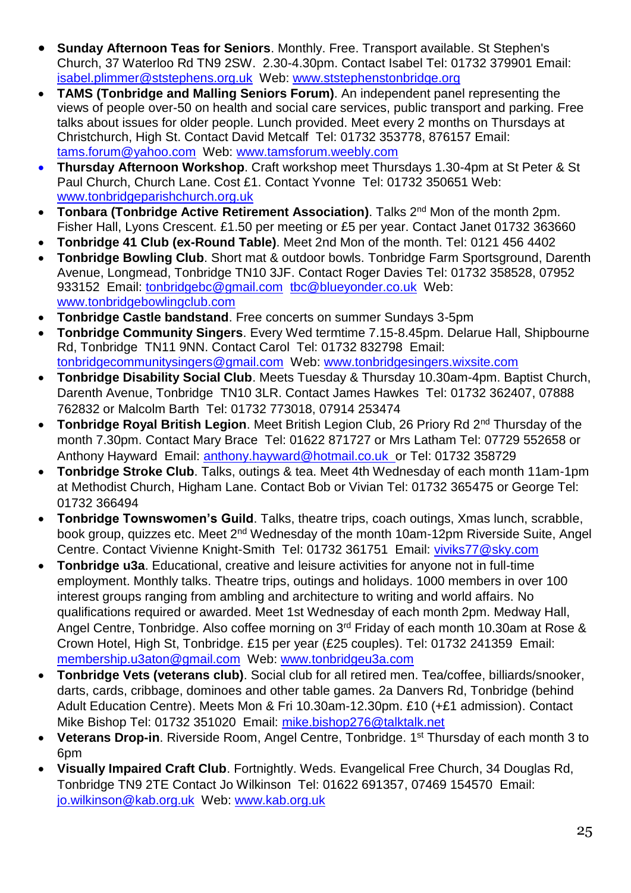- **Sunday Afternoon Teas for Seniors**. Monthly. Free. Transport available. St Stephen's Church, 37 Waterloo Rd TN9 2SW. 2.30-4.30pm. Contact Isabel Tel: 01732 379901 Email: isabel.plimmer@ststephens.org.uk Web: www.ststephenstonbridge.org
- **TAMS (Tonbridge and Malling Seniors Forum)**. An independent panel representing the views of people over-50 on health and social care services, public transport and parking. Free talks about issues for older people. Lunch provided. Meet every 2 months on Thursdays at Christchurch, High St. Contact David Metcalf Tel: 01732 353778, 876157 Email: tams.forum@yahoo.com Web: www.tamsforum.weebly.com
- **Thursday Afternoon Workshop**. Craft workshop meet Thursdays 1.30-4pm at St Peter & St Paul Church, Church Lane. Cost £1. Contact Yvonne Tel: 01732 350651 Web: www.tonbridgeparishchurch.org.uk
- **Tonbara (Tonbridge Active Retirement Association)**. Talks 2nd Mon of the month 2pm. Fisher Hall, Lyons Crescent. £1.50 per meeting or £5 per year. Contact Janet 01732 363660
- **Tonbridge 41 Club (ex-Round Table)**. Meet 2nd Mon of the month. Tel: 0121 456 4402
- **Tonbridge Bowling Club**. Short mat & outdoor bowls. Tonbridge Farm Sportsground, Darenth Avenue, Longmead, Tonbridge TN10 3JF. Contact Roger Davies Tel: 01732 358528, 07952 933152 Email: tonbridgebc@gmail.com tbc@blueyonder.co.uk Web: www.tonbridgebowlingclub.com
- **Tonbridge Castle bandstand**. Free concerts on summer Sundays 3-5pm
- **Tonbridge Community Singers**. Every Wed termtime 7.15-8.45pm. Delarue Hall, Shipbourne Rd, Tonbridge TN11 9NN. Contact Carol Tel: 01732 832798 Email: tonbridgecommunitysingers@gmail.com Web: www.tonbridgesingers.wixsite.com
- **Tonbridge Disability Social Club**. Meets Tuesday & Thursday 10.30am-4pm. Baptist Church, Darenth Avenue, Tonbridge TN10 3LR. Contact James Hawkes Tel: 01732 362407, 07888 762832 or Malcolm Barth Tel: 01732 773018, 07914 253474
- **Tonbridge Royal British Legion**. Meet British Legion Club, 26 Priory Rd 2nd Thursday of the month 7.30pm. Contact Mary Brace Tel: 01622 871727 or Mrs Latham Tel: 07729 552658 or Anthony Hayward Email: anthony.hayward@hotmail.co.uk or Tel: 01732 358729
- **Tonbridge Stroke Club**. Talks, outings & tea. Meet 4th Wednesday of each month 11am-1pm at Methodist Church, Higham Lane. Contact Bob or Vivian Tel: 01732 365475 or George Tel: 01732 366494
- **Tonbridge Townswomen's Guild**. Talks, theatre trips, coach outings, Xmas lunch, scrabble, book group, quizzes etc. Meet 2nd Wednesday of the month 10am-12pm Riverside Suite, Angel Centre. Contact Vivienne Knight-Smith Tel: 01732 361751 Email: viviks77@sky.com
- **Tonbridge u3a**. Educational, creative and leisure activities for anyone not in full-time employment. Monthly talks. Theatre trips, outings and holidays. 1000 members in over 100 interest groups ranging from ambling and architecture to writing and world affairs. No qualifications required or awarded. Meet 1st Wednesday of each month 2pm. Medway Hall, Angel Centre, Tonbridge. Also coffee morning on 3rd Friday of each month 10.30am at Rose & Crown Hotel, High St, Tonbridge. £15 per year (£25 couples). Tel: 01732 241359 Email: membership.u3aton@gmail.com Web: www.tonbridgeu3a.com
- **Tonbridge Vets (veterans club)**. Social club for all retired men. Tea/coffee, billiards/snooker, darts, cards, cribbage, dominoes and other table games. 2a Danvers Rd, Tonbridge (behind Adult Education Centre). Meets Mon & Fri 10.30am-12.30pm. £10 (+£1 admission). Contact Mike Bishop Tel: 01732 351020 Email: mike.bishop276@talktalk.net
- **Veterans Drop-in**. Riverside Room, Angel Centre, Tonbridge. 1st Thursday of each month 3 to 6pm
- **Visually Impaired Craft Club**. Fortnightly. Weds. Evangelical Free Church, 34 Douglas Rd, Tonbridge TN9 2TE Contact Jo Wilkinson Tel: 01622 691357, 07469 154570 Email: jo.wilkinson@kab.org.uk Web: www.kab.org.uk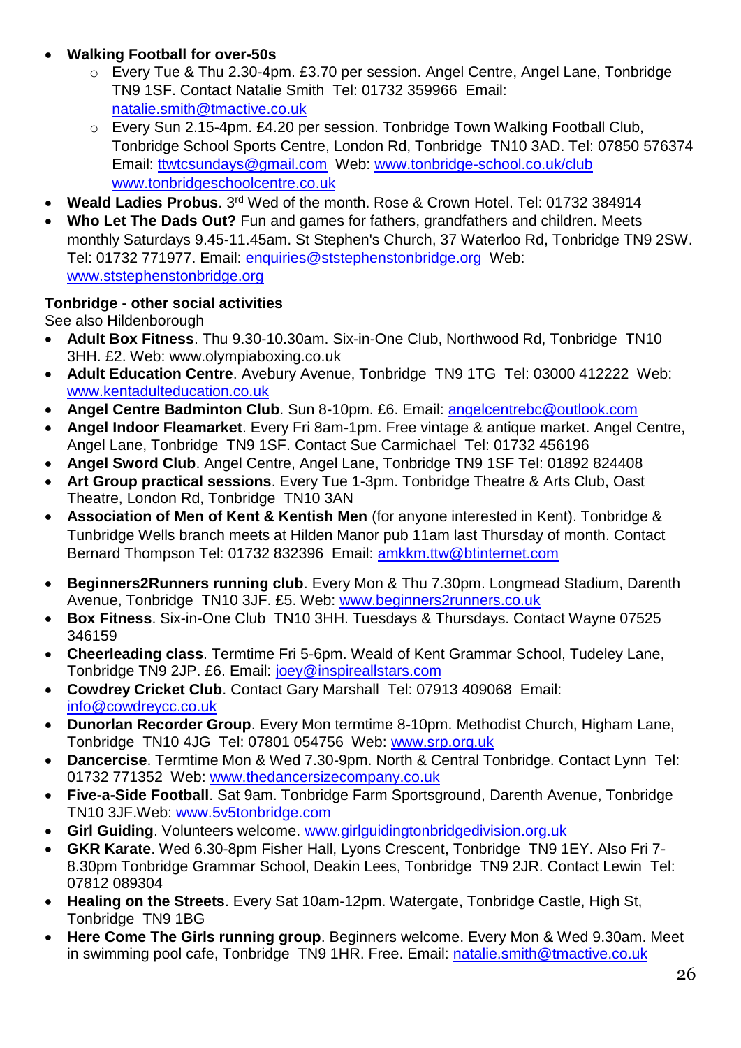- **Walking Football for over-50s**
    - Every Tue & Thu 2.30-4pm. £3.70 per session. Angel Centre, Angel Lane, Tonbridge TN9 1SF. Contact Natalie Smith Tel: 01732 359966 Email: natalie.smith@tmactive.co.uk
    - Every Sun 2.15-4pm. £4.20 per session. Tonbridge Town Walking Football Club, Tonbridge School Sports Centre, London Rd, Tonbridge TN10 3AD. Tel: 07850 576374 Email: ttwtcsundays@gmail.com Web: www.tonbridge-school.co.uk/club www.tonbridgeschoolcentre.co.uk
- **Weald Ladies Probus**. 3rd Wed of the month. Rose & Crown Hotel. Tel: 01732 384914
- **Who Let The Dads Out?** Fun and games for fathers, grandfathers and children. Meets monthly Saturdays 9.45-11.45am. St Stephen's Church, 37 Waterloo Rd, Tonbridge TN9 2SW. Tel: 01732 771977. Email: enquiries@ststephenstonbridge.org Web: www.ststephenstonbridge.org

**Tonbridge - other social activities**

See also Hildenborough

- **Adult Box Fitness**. Thu 9.30-10.30am. Six-in-One Club, Northwood Rd, Tonbridge TN10 3HH. £2. Web: www.olympiaboxing.co.uk
- **Adult Education Centre**. Avebury Avenue, Tonbridge TN9 1TG Tel: 03000 412222 Web: www.kentadulteducation.co.uk
- **Angel Centre Badminton Club**. Sun 8-10pm. £6. Email: angelcentrebc@outlook.com
- **Angel Indoor Fleamarket**. Every Fri 8am-1pm. Free vintage & antique market. Angel Centre, Angel Lane, Tonbridge TN9 1SF. Contact Sue Carmichael Tel: 01732 456196
- **Angel Sword Club**. Angel Centre, Angel Lane, Tonbridge TN9 1SF Tel: 01892 824408
- **Art Group practical sessions**. Every Tue 1-3pm. Tonbridge Theatre & Arts Club, Oast Theatre, London Rd, Tonbridge TN10 3AN
- **Association of Men of Kent & Kentish Men** (for anyone interested in Kent). Tonbridge & Tunbridge Wells branch meets at Hilden Manor pub 11am last Thursday of month. Contact Bernard Thompson Tel: 01732 832396 Email: amkkm.ttw@btinternet.com
- **Beginners2Runners running club**. Every Mon & Thu 7.30pm. Longmead Stadium, Darenth Avenue, Tonbridge TN10 3JF. £5. Web: www.beginners2runners.co.uk
- **Box Fitness**. Six-in-One Club TN10 3HH. Tuesdays & Thursdays. Contact Wayne 07525 346159
- **Cheerleading class**. Termtime Fri 5-6pm. Weald of Kent Grammar School, Tudeley Lane, Tonbridge TN9 2JP. £6. Email: joey@inspireallstars.com
- **Cowdrey Cricket Club**. Contact Gary Marshall Tel: 07913 409068 Email: info@cowdreycc.co.uk
- **Dunorlan Recorder Group**. Every Mon termtime 8-10pm. Methodist Church, Higham Lane, Tonbridge TN10 4JG Tel: 07801 054756 Web: www.srp.org.uk
- **Dancercise**. Termtime Mon & Wed 7.30-9pm. North & Central Tonbridge. Contact Lynn Tel: 01732 771352 Web: www.thedancersizecompany.co.uk
- **Five-a-Side Football**. Sat 9am. Tonbridge Farm Sportsground, Darenth Avenue, Tonbridge TN10 3JF.Web: www.5v5tonbridge.com
- **Girl Guiding**. Volunteers welcome. www.girlguidingtonbridgedivision.org.uk
- **GKR Karate**. Wed 6.30-8pm Fisher Hall, Lyons Crescent, Tonbridge TN9 1EY. Also Fri 7-8.30pm Tonbridge Grammar School, Deakin Lees, Tonbridge TN9 2JR. Contact Lewin Tel: 07812 089304
- **Healing on the Streets**. Every Sat 10am-12pm. Watergate, Tonbridge Castle, High St, Tonbridge TN9 1BG
- **Here Come The Girls running group**. Beginners welcome. Every Mon & Wed 9.30am. Meet in swimming pool cafe, Tonbridge TN9 1HR. Free. Email: natalie.smith@tmactive.co.uk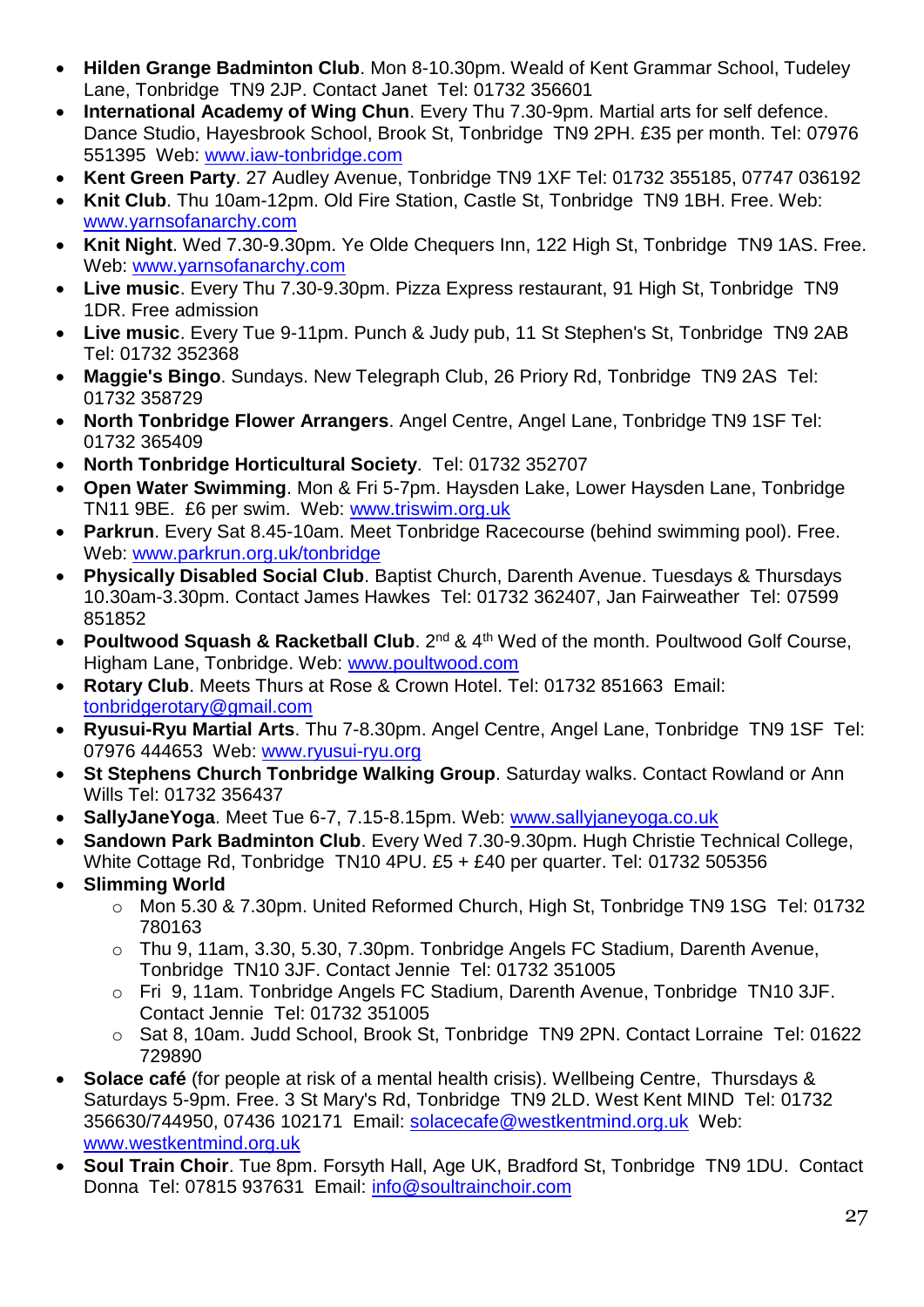- **Hilden Grange Badminton Club**. Mon 8-10.30pm. Weald of Kent Grammar School, Tudeley Lane, Tonbridge TN9 2JP. Contact Janet Tel: 01732 356601
- **International Academy of Wing Chun**. Every Thu 7.30-9pm. Martial arts for self defence. Dance Studio, Hayesbrook School, Brook St, Tonbridge TN9 2PH. £35 per month. Tel: 07976 551395 Web: www.iaw-tonbridge.com
- **Kent Green Party**. 27 Audley Avenue, Tonbridge TN9 1XF Tel: 01732 355185, 07747 036192
- **Knit Club**. Thu 10am-12pm. Old Fire Station, Castle St, Tonbridge TN9 1BH. Free. Web: www.yarnsofanarchy.com
- **Knit Night**. Wed 7.30-9.30pm. Ye Olde Chequers Inn, 122 High St, Tonbridge TN9 1AS. Free. Web: www.yarnsofanarchy.com
- **Live music**. Every Thu 7.30-9.30pm. Pizza Express restaurant, 91 High St, Tonbridge TN9 1DR. Free admission
- **Live music**. Every Tue 9-11pm. Punch & Judy pub, 11 St Stephen's St, Tonbridge TN9 2AB Tel: 01732 352368
- **Maggie's Bingo**. Sundays. New Telegraph Club, 26 Priory Rd, Tonbridge TN9 2AS Tel: 01732 358729
- **North Tonbridge Flower Arrangers**. Angel Centre, Angel Lane, Tonbridge TN9 1SF Tel: 01732 365409
- **North Tonbridge Horticultural Society**. Tel: 01732 352707
- **Open Water Swimming**. Mon & Fri 5-7pm. Haysden Lake, Lower Haysden Lane, Tonbridge TN11 9BE. £6 per swim. Web: www.triswim.org.uk
- **Parkrun**. Every Sat 8.45-10am. Meet Tonbridge Racecourse (behind swimming pool). Free. Web: www.parkrun.org.uk/tonbridge
- **Physically Disabled Social Club**. Baptist Church, Darenth Avenue. Tuesdays & Thursdays 10.30am-3.30pm. Contact James Hawkes Tel: 01732 362407, Jan Fairweather Tel: 07599 851852
- **Poultwood Squash & Racketball Club**. 2nd & 4th Wed of the month. Poultwood Golf Course, Higham Lane, Tonbridge. Web: www.poultwood.com
- **Rotary Club**. Meets Thurs at Rose & Crown Hotel. Tel: 01732 851663 Email: tonbridgerotary@gmail.com
- **Ryusui-Ryu Martial Arts**. Thu 7-8.30pm. Angel Centre, Angel Lane, Tonbridge TN9 1SF Tel: 07976 444653 Web: www.ryusui-ryu.org
- **St Stephens Church Tonbridge Walking Group**. Saturday walks. Contact Rowland or Ann Wills Tel: 01732 356437
- **SallyJaneYoga**. Meet Tue 6-7, 7.15-8.15pm. Web: www.sallyjaneyoga.co.uk
- **Sandown Park Badminton Club**. Every Wed 7.30-9.30pm. Hugh Christie Technical College, White Cottage Rd, Tonbridge TN10 4PU. £5 + £40 per quarter. Tel: 01732 505356
- **Slimming World**
  - Mon 5.30 & 7.30pm. United Reformed Church, High St, Tonbridge TN9 1SG Tel: 01732 780163
  - Thu 9, 11am, 3.30, 5.30, 7.30pm. Tonbridge Angels FC Stadium, Darenth Avenue, Tonbridge TN10 3JF. Contact Jennie Tel: 01732 351005
  - Fri 9, 11am. Tonbridge Angels FC Stadium, Darenth Avenue, Tonbridge TN10 3JF. Contact Jennie Tel: 01732 351005
  - Sat 8, 10am. Judd School, Brook St, Tonbridge TN9 2PN. Contact Lorraine Tel: 01622 729890
- **Solace café** (for people at risk of a mental health crisis). Wellbeing Centre, Thursdays & Saturdays 5-9pm. Free. 3 St Mary's Rd, Tonbridge TN9 2LD. West Kent MIND Tel: 01732 356630/744950, 07436 102171 Email: solacecafe@westkentmind.org.uk Web: www.westkentmind.org.uk
- **Soul Train Choir**. Tue 8pm. Forsyth Hall, Age UK, Bradford St, Tonbridge TN9 1DU. Contact Donna Tel: 07815 937631 Email: info@soultrainchoir.com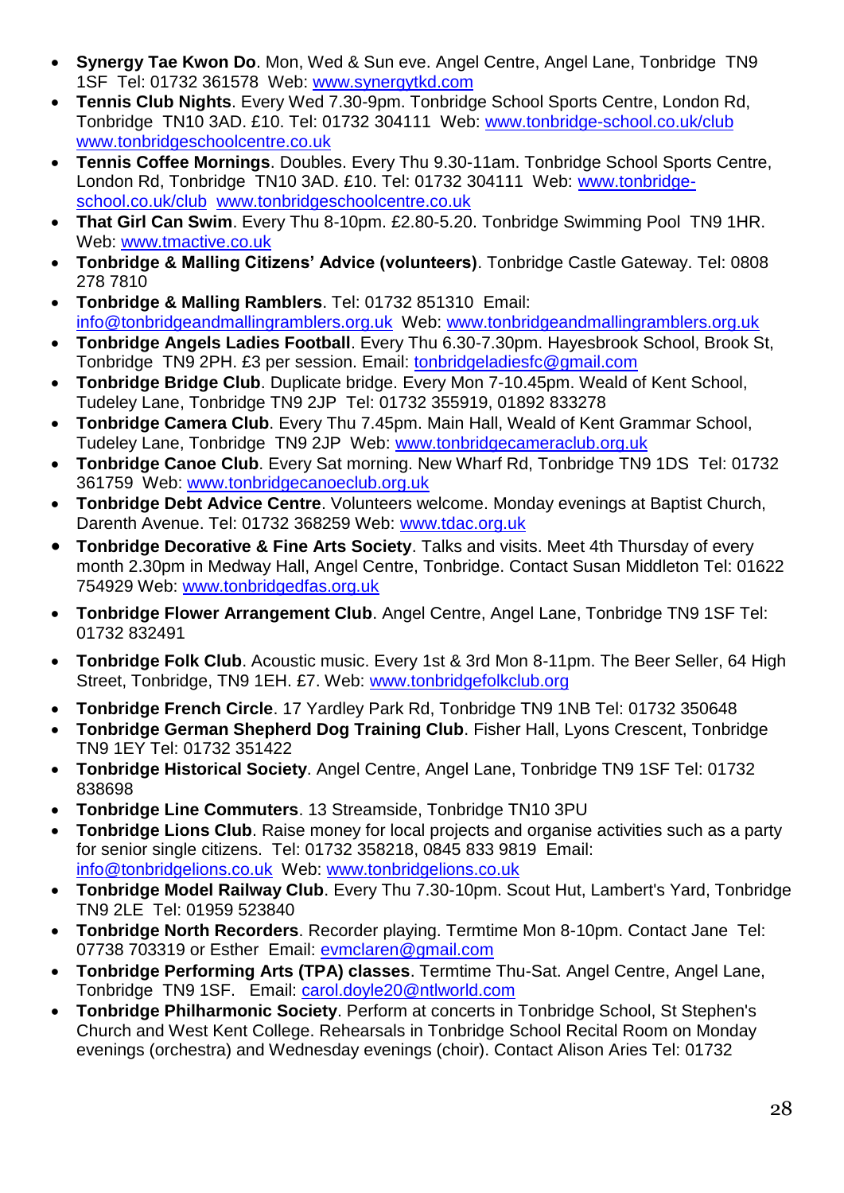- **Synergy Tae Kwon Do**. Mon, Wed & Sun eve. Angel Centre, Angel Lane, Tonbridge TN9 1SF Tel: 01732 361578 Web: www.synergytkd.com
- **Tennis Club Nights**. Every Wed 7.30-9pm. Tonbridge School Sports Centre, London Rd, Tonbridge TN10 3AD. £10. Tel: 01732 304111 Web: www.tonbridge-school.co.uk/club www.tonbridgeschoolcentre.co.uk
- **Tennis Coffee Mornings**. Doubles. Every Thu 9.30-11am. Tonbridge School Sports Centre, London Rd, Tonbridge TN10 3AD. £10. Tel: 01732 304111 Web: www.tonbridge-school.co.uk/club www.tonbridgeschoolcentre.co.uk
- **That Girl Can Swim**. Every Thu 8-10pm. £2.80-5.20. Tonbridge Swimming Pool TN9 1HR. Web: www.tmactive.co.uk
- **Tonbridge & Malling Citizens' Advice (volunteers)**. Tonbridge Castle Gateway. Tel: 0808 278 7810
- **Tonbridge & Malling Ramblers**. Tel: 01732 851310 Email: info@tonbridgeandmallingramblers.org.uk Web: www.tonbridgeandmallingramblers.org.uk
- **Tonbridge Angels Ladies Football**. Every Thu 6.30-7.30pm. Hayesbrook School, Brook St, Tonbridge TN9 2PH. £3 per session. Email: tonbridgeladiesfc@gmail.com
- **Tonbridge Bridge Club**. Duplicate bridge. Every Mon 7-10.45pm. Weald of Kent School, Tudeley Lane, Tonbridge TN9 2JP Tel: 01732 355919, 01892 833278
- **Tonbridge Camera Club**. Every Thu 7.45pm. Main Hall, Weald of Kent Grammar School, Tudeley Lane, Tonbridge TN9 2JP Web: www.tonbridgecameraclub.org.uk
- **Tonbridge Canoe Club**. Every Sat morning. New Wharf Rd, Tonbridge TN9 1DS Tel: 01732 361759 Web: www.tonbridgecanoeclub.org.uk
- **Tonbridge Debt Advice Centre**. Volunteers welcome. Monday evenings at Baptist Church, Darenth Avenue. Tel: 01732 368259 Web: www.tdac.org.uk
- **Tonbridge Decorative & Fine Arts Society**. Talks and visits. Meet 4th Thursday of every month 2.30pm in Medway Hall, Angel Centre, Tonbridge. Contact Susan Middleton Tel: 01622 754929 Web: www.tonbridgedfas.org.uk
- **Tonbridge Flower Arrangement Club**. Angel Centre, Angel Lane, Tonbridge TN9 1SF Tel: 01732 832491
- **Tonbridge Folk Club**. Acoustic music. Every 1st & 3rd Mon 8-11pm. The Beer Seller, 64 High Street, Tonbridge, TN9 1EH. £7. Web: www.tonbridgefolkclub.org
- **Tonbridge French Circle**. 17 Yardley Park Rd, Tonbridge TN9 1NB Tel: 01732 350648
- **Tonbridge German Shepherd Dog Training Club**. Fisher Hall, Lyons Crescent, Tonbridge TN9 1EY Tel: 01732 351422
- **Tonbridge Historical Society**. Angel Centre, Angel Lane, Tonbridge TN9 1SF Tel: 01732 838698
- **Tonbridge Line Commuters**. 13 Streamside, Tonbridge TN10 3PU
- **Tonbridge Lions Club**. Raise money for local projects and organise activities such as a party for senior single citizens. Tel: 01732 358218, 0845 833 9819 Email: info@tonbridgelions.co.uk Web: www.tonbridgelions.co.uk
- **Tonbridge Model Railway Club**. Every Thu 7.30-10pm. Scout Hut, Lambert's Yard, Tonbridge TN9 2LE Tel: 01959 523840
- **Tonbridge North Recorders**. Recorder playing. Termtime Mon 8-10pm. Contact Jane Tel: 07738 703319 or Esther Email: evmclaren@gmail.com
- **Tonbridge Performing Arts (TPA) classes**. Termtime Thu-Sat. Angel Centre, Angel Lane, Tonbridge TN9 1SF. Email: carol.doyle20@ntlworld.com
- **Tonbridge Philharmonic Society**. Perform at concerts in Tonbridge School, St Stephen's Church and West Kent College. Rehearsals in Tonbridge School Recital Room on Monday evenings (orchestra) and Wednesday evenings (choir). Contact Alison Aries Tel: 01732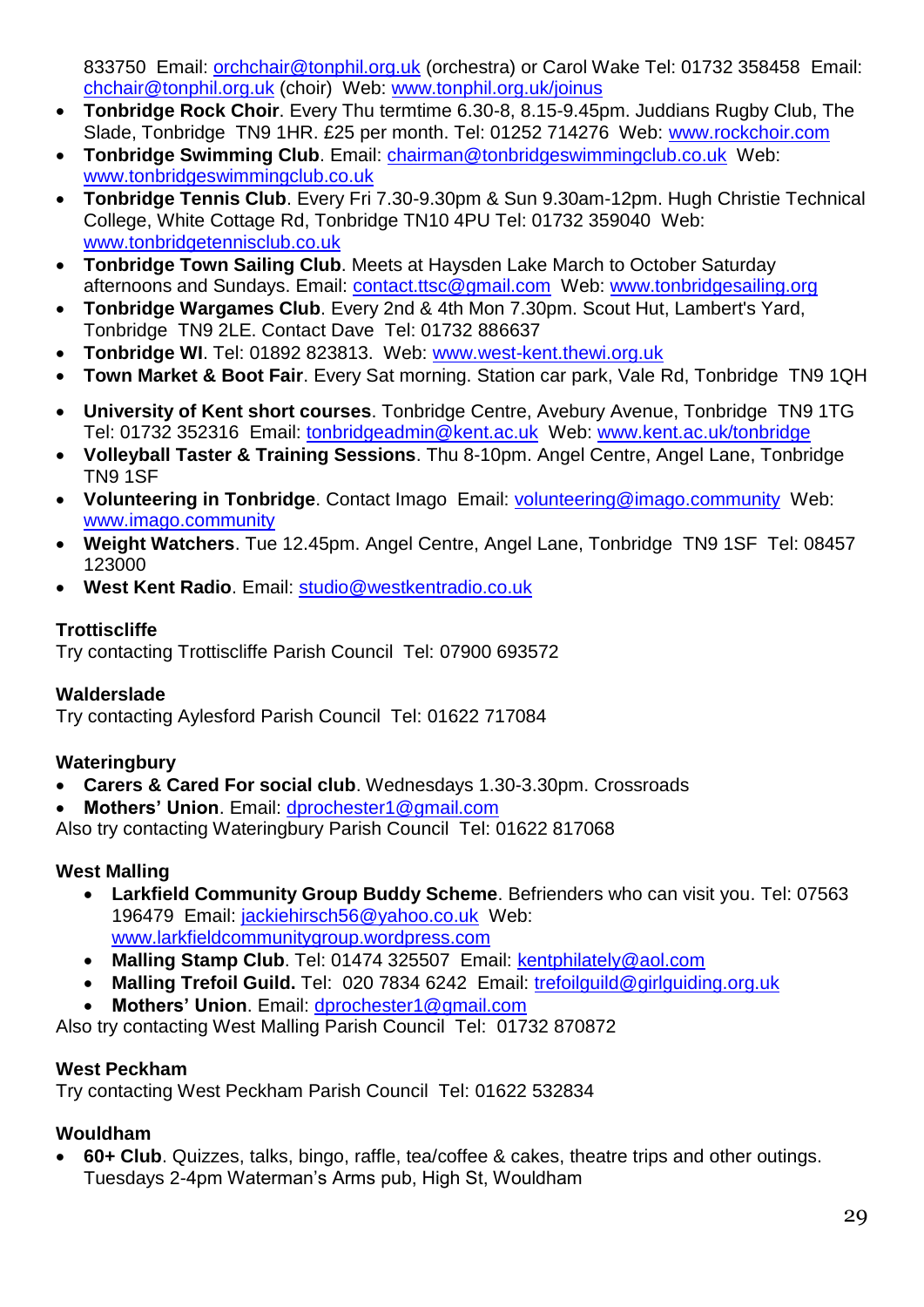833750  Email: orchchair@tonphil.org.uk (orchestra) or Carol Wake Tel: 01732 358458  Email: chchair@tonphil.org.uk (choir)  Web: www.tonphil.org.uk/joinus

- **Tonbridge Rock Choir**. Every Thu termtime 6.30-8, 8.15-9.45pm. Juddians Rugby Club, The Slade, Tonbridge  TN9 1HR. £25 per month. Tel: 01252 714276  Web: www.rockchoir.com
- **Tonbridge Swimming Club**. Email: chairman@tonbridgeswimmingclub.co.uk  Web: www.tonbridgeswimmingclub.co.uk
- **Tonbridge Tennis Club**. Every Fri 7.30-9.30pm & Sun 9.30am-12pm. Hugh Christie Technical College, White Cottage Rd, Tonbridge TN10 4PU Tel: 01732 359040  Web: www.tonbridgetennisclub.co.uk
- **Tonbridge Town Sailing Club**. Meets at Haysden Lake March to October Saturday afternoons and Sundays. Email: contact.ttsc@gmail.com  Web: www.tonbridgesailing.org
- **Tonbridge Wargames Club**. Every 2nd & 4th Mon 7.30pm. Scout Hut, Lambert's Yard, Tonbridge  TN9 2LE. Contact Dave  Tel: 01732 886637
- **Tonbridge WI**. Tel: 01892 823813.  Web: www.west-kent.thewi.org.uk
- **Town Market & Boot Fair**. Every Sat morning. Station car park, Vale Rd, Tonbridge  TN9 1QH
- **University of Kent short courses**. Tonbridge Centre, Avebury Avenue, Tonbridge  TN9 1TG Tel: 01732 352316  Email: tonbridgeadmin@kent.ac.uk  Web: www.kent.ac.uk/tonbridge
- **Volleyball Taster & Training Sessions**. Thu 8-10pm. Angel Centre, Angel Lane, Tonbridge TN9 1SF
- **Volunteering in Tonbridge**. Contact Imago  Email: volunteering@imago.community  Web: www.imago.community
- **Weight Watchers**. Tue 12.45pm. Angel Centre, Angel Lane, Tonbridge  TN9 1SF  Tel: 08457 123000
- **West Kent Radio**. Email: studio@westkentradio.co.uk

**Trottiscliffe**

Try contacting Trottiscliffe Parish Council  Tel: 07900 693572

**Walderslade**

Try contacting Aylesford Parish Council  Tel: 01622 717084

**Wateringbury**

- **Carers & Cared For social club**. Wednesdays 1.30-3.30pm. Crossroads
- **Mothers' Union**. Email: dprochester1@gmail.com

Also try contacting Wateringbury Parish Council  Tel: 01622 817068

**West Malling**

- **Larkfield Community Group Buddy Scheme**. Befrienders who can visit you. Tel: 07563 196479  Email: jackiehirsch56@yahoo.co.uk  Web: www.larkfieldcommunitygroup.wordpress.com
- **Malling Stamp Club**. Tel: 01474 325507  Email: kentphilately@aol.com
- **Malling Trefoil Guild.** Tel:  020 7834 6242  Email: trefoilguild@girlguiding.org.uk
- **Mothers' Union**. Email: dprochester1@gmail.com

Also try contacting West Malling Parish Council  Tel:  01732 870872

**West Peckham**

Try contacting West Peckham Parish Council  Tel: 01622 532834

**Wouldham**

- **60+ Club**. Quizzes, talks, bingo, raffle, tea/coffee & cakes, theatre trips and other outings. Tuesdays 2-4pm Waterman's Arms pub, High St, Wouldham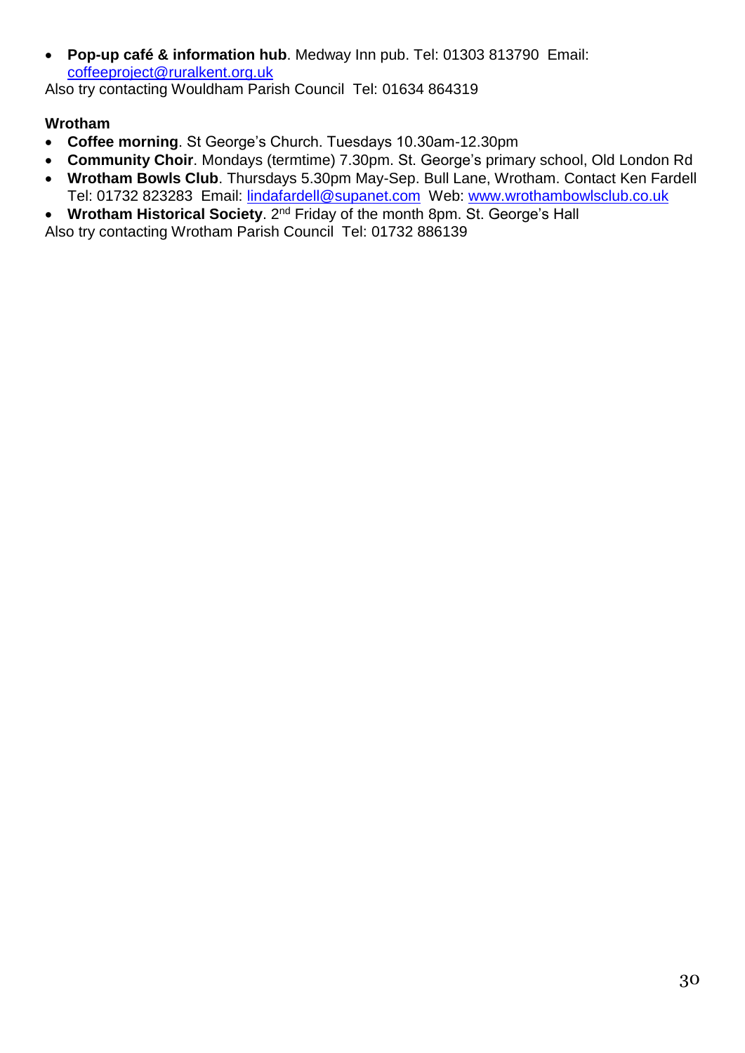- **Pop-up café & information hub**. Medway Inn pub. Tel: 01303 813790 Email: coffeeproject@ruralkent.org.uk

Also try contacting Wouldham Parish Council Tel: 01634 864319

**Wrotham**

- **Coffee morning**. St George's Church. Tuesdays 10.30am-12.30pm
- **Community Choir**. Mondays (termtime) 7.30pm. St. George's primary school, Old London Rd
- **Wrotham Bowls Club**. Thursdays 5.30pm May-Sep. Bull Lane, Wrotham. Contact Ken Fardell Tel: 01732 823283 Email: lindafardell@supanet.com Web: www.wrothambowlsclub.co.uk
- **Wrotham Historical Society**. 2nd Friday of the month 8pm. St. George's Hall

Also try contacting Wrotham Parish Council Tel: 01732 886139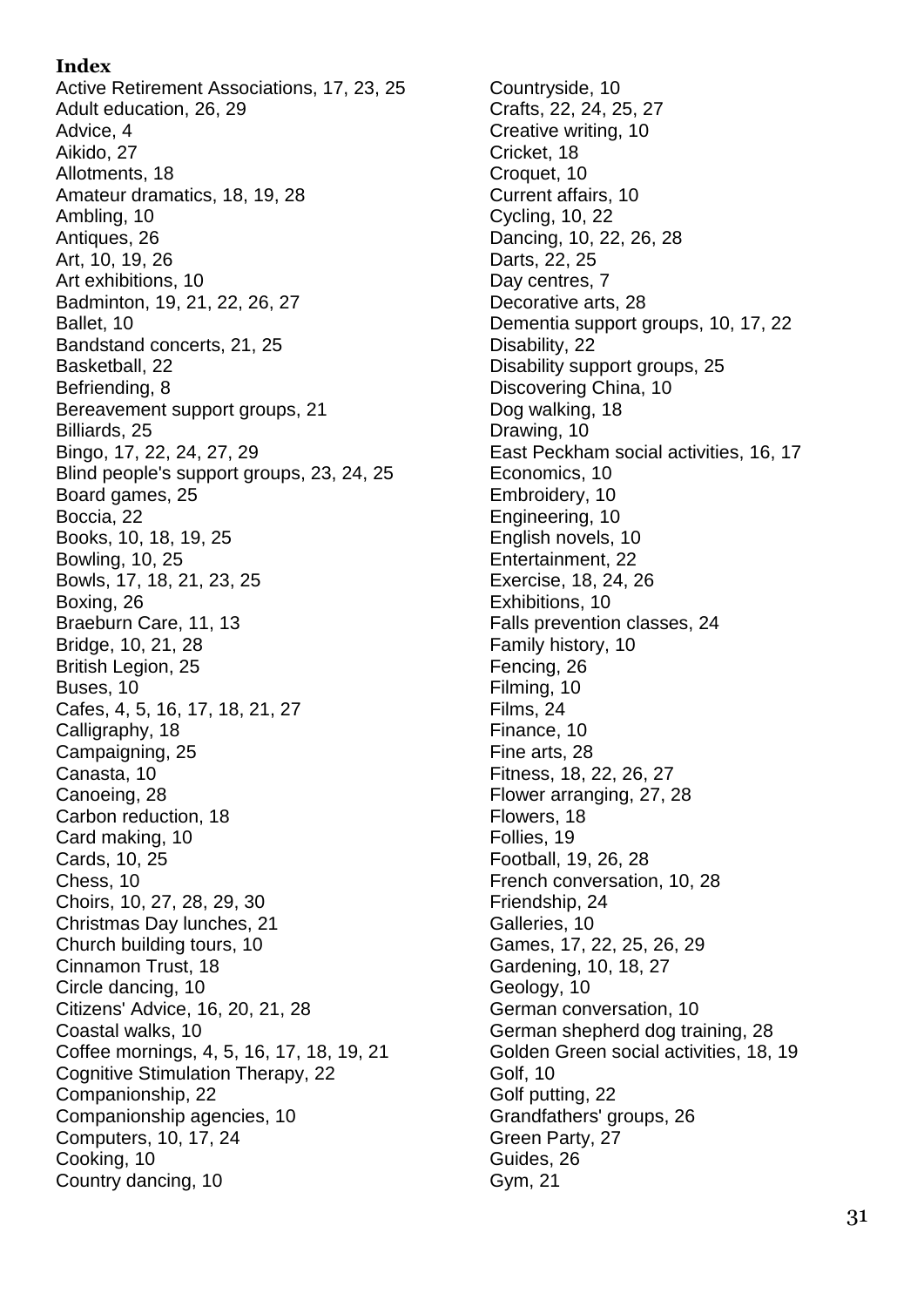**Index**

Active Retirement Associations, 17, 23, 25
Adult education, 26, 29
Advice, 4
Aikido, 27
Allotments, 18
Amateur dramatics, 18, 19, 28
Ambling, 10
Antiques, 26
Art, 10, 19, 26
Art exhibitions, 10
Badminton, 19, 21, 22, 26, 27
Ballet, 10
Bandstand concerts, 21, 25
Basketball, 22
Befriending, 8
Bereavement support groups, 21
Billiards, 25
Bingo, 17, 22, 24, 27, 29
Blind people's support groups, 23, 24, 25
Board games, 25
Boccia, 22
Books, 10, 18, 19, 25
Bowling, 10, 25
Bowls, 17, 18, 21, 23, 25
Boxing, 26
Braeburn Care, 11, 13
Bridge, 10, 21, 28
British Legion, 25
Buses, 10
Cafes, 4, 5, 16, 17, 18, 21, 27
Calligraphy, 18
Campaigning, 25
Canasta, 10
Canoeing, 28
Carbon reduction, 18
Card making, 10
Cards, 10, 25
Chess, 10
Choirs, 10, 27, 28, 29, 30
Christmas Day lunches, 21
Church building tours, 10
Cinnamon Trust, 18
Circle dancing, 10
Citizens' Advice, 16, 20, 21, 28
Coastal walks, 10
Coffee mornings, 4, 5, 16, 17, 18, 19, 21
Cognitive Stimulation Therapy, 22
Companionship, 22
Companionship agencies, 10
Computers, 10, 17, 24
Cooking, 10
Country dancing, 10
Countryside, 10
Crafts, 22, 24, 25, 27
Creative writing, 10
Cricket, 18
Croquet, 10
Current affairs, 10
Cycling, 10, 22
Dancing, 10, 22, 26, 28
Darts, 22, 25
Day centres, 7
Decorative arts, 28
Dementia support groups, 10, 17, 22
Disability, 22
Disability support groups, 25
Discovering China, 10
Dog walking, 18
Drawing, 10
East Peckham social activities, 16, 17
Economics, 10
Embroidery, 10
Engineering, 10
English novels, 10
Entertainment, 22
Exercise, 18, 24, 26
Exhibitions, 10
Falls prevention classes, 24
Family history, 10
Fencing, 26
Filming, 10
Films, 24
Finance, 10
Fine arts, 28
Fitness, 18, 22, 26, 27
Flower arranging, 27, 28
Flowers, 18
Follies, 19
Football, 19, 26, 28
French conversation, 10, 28
Friendship, 24
Galleries, 10
Games, 17, 22, 25, 26, 29
Gardening, 10, 18, 27
Geology, 10
German conversation, 10
German shepherd dog training, 28
Golden Green social activities, 18, 19
Golf, 10
Golf putting, 22
Grandfathers' groups, 26
Green Party, 27
Guides, 26
Gym, 21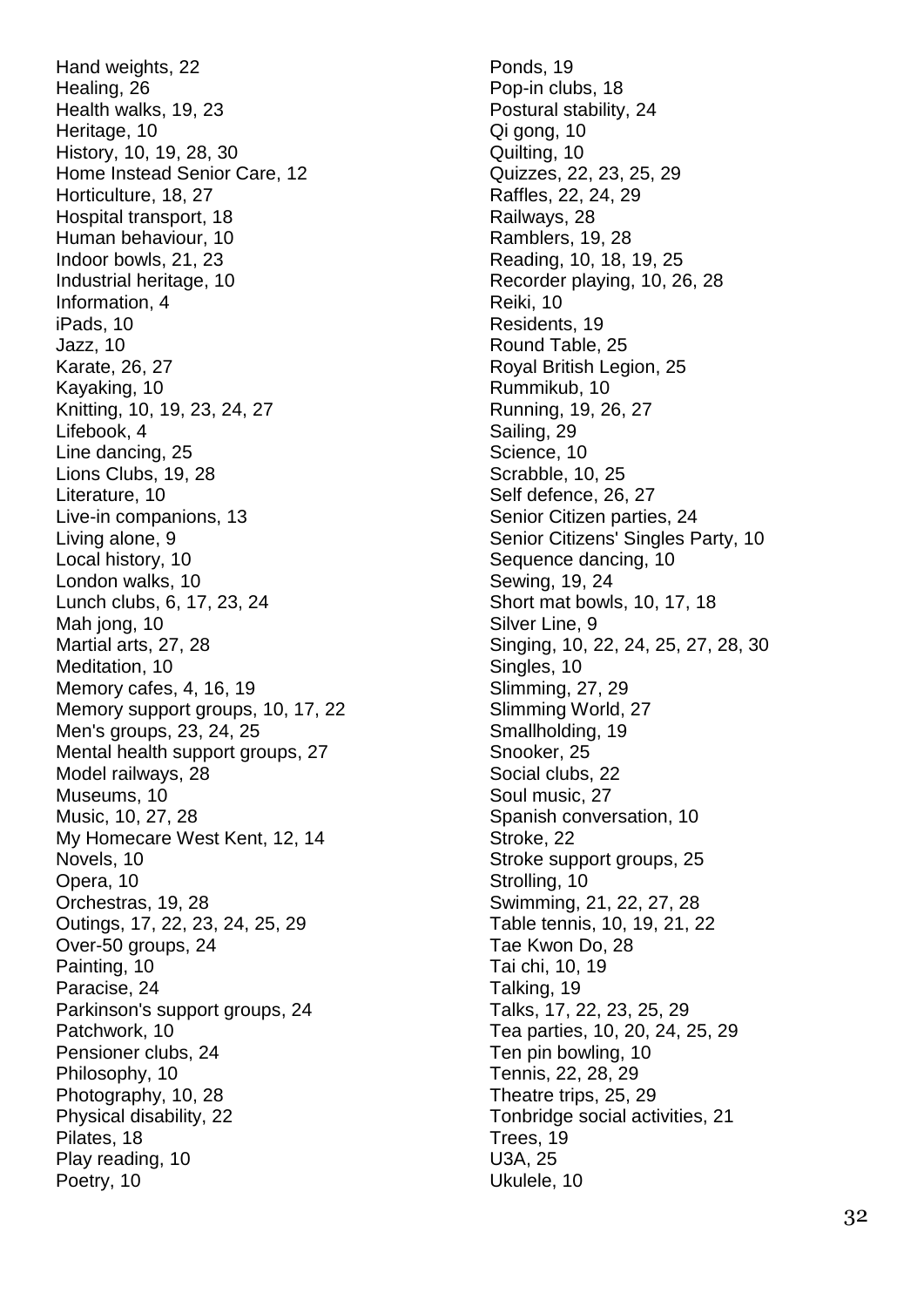Hand weights, 22
Healing, 26
Health walks, 19, 23
Heritage, 10
History, 10, 19, 28, 30
Home Instead Senior Care, 12
Horticulture, 18, 27
Hospital transport, 18
Human behaviour, 10
Indoor bowls, 21, 23
Industrial heritage, 10
Information, 4
iPads, 10
Jazz, 10
Karate, 26, 27
Kayaking, 10
Knitting, 10, 19, 23, 24, 27
Lifebook, 4
Line dancing, 25
Lions Clubs, 19, 28
Literature, 10
Live-in companions, 13
Living alone, 9
Local history, 10
London walks, 10
Lunch clubs, 6, 17, 23, 24
Mah jong, 10
Martial arts, 27, 28
Meditation, 10
Memory cafes, 4, 16, 19
Memory support groups, 10, 17, 22
Men's groups, 23, 24, 25
Mental health support groups, 27
Model railways, 28
Museums, 10
Music, 10, 27, 28
My Homecare West Kent, 12, 14
Novels, 10
Opera, 10
Orchestras, 19, 28
Outings, 17, 22, 23, 24, 25, 29
Over-50 groups, 24
Painting, 10
Paracise, 24
Parkinson's support groups, 24
Patchwork, 10
Pensioner clubs, 24
Philosophy, 10
Photography, 10, 28
Physical disability, 22
Pilates, 18
Play reading, 10
Poetry, 10
Ponds, 19
Pop-in clubs, 18
Postural stability, 24
Qi gong, 10
Quilting, 10
Quizzes, 22, 23, 25, 29
Raffles, 22, 24, 29
Railways, 28
Ramblers, 19, 28
Reading, 10, 18, 19, 25
Recorder playing, 10, 26, 28
Reiki, 10
Residents, 19
Round Table, 25
Royal British Legion, 25
Rummikub, 10
Running, 19, 26, 27
Sailing, 29
Science, 10
Scrabble, 10, 25
Self defence, 26, 27
Senior Citizen parties, 24
Senior Citizens' Singles Party, 10
Sequence dancing, 10
Sewing, 19, 24
Short mat bowls, 10, 17, 18
Silver Line, 9
Singing, 10, 22, 24, 25, 27, 28, 30
Singles, 10
Slimming, 27, 29
Slimming World, 27
Smallholding, 19
Snooker, 25
Social clubs, 22
Soul music, 27
Spanish conversation, 10
Stroke, 22
Stroke support groups, 25
Strolling, 10
Swimming, 21, 22, 27, 28
Table tennis, 10, 19, 21, 22
Tae Kwon Do, 28
Tai chi, 10, 19
Talking, 19
Talks, 17, 22, 23, 25, 29
Tea parties, 10, 20, 24, 25, 29
Ten pin bowling, 10
Tennis, 22, 28, 29
Theatre trips, 25, 29
Tonbridge social activities, 21
Trees, 19
U3A, 25
Ukulele, 10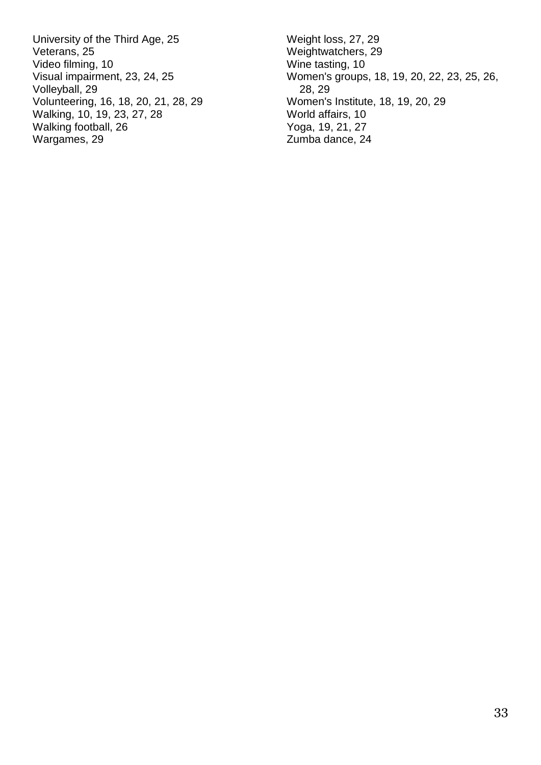University of the Third Age, 25
Veterans, 25
Video filming, 10
Visual impairment, 23, 24, 25
Volleyball, 29
Volunteering, 16, 18, 20, 21, 28, 29
Walking, 10, 19, 23, 27, 28
Walking football, 26
Wargames, 29
Weight loss, 27, 29
Weightwatchers, 29
Wine tasting, 10
Women's groups, 18, 19, 20, 22, 23, 25, 26, 28, 29
Women's Institute, 18, 19, 20, 29
World affairs, 10
Yoga, 19, 21, 27
Zumba dance, 24